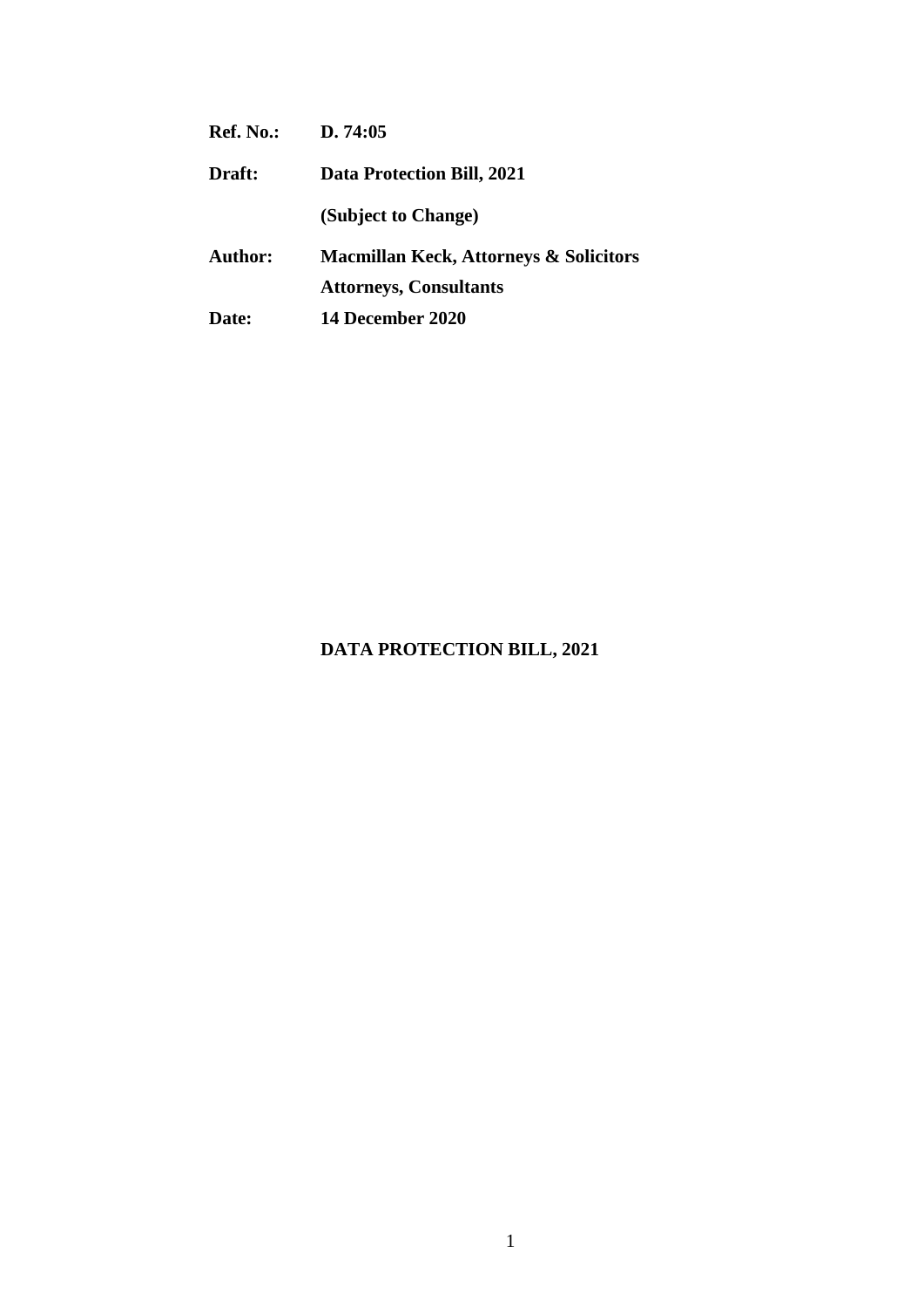| | |
|---|---|
| **Ref. No.:** | **D. 74:05** |
| **Draft:** | **Data Protection Bill, 2021** |
| | **(Subject to Change)** |
| **Author:** | **Macmillan Keck, Attorneys & Solicitors** |
| | **Attorneys, Consultants** |
| **Date:** | **14 December 2020** |

# DATA PROTECTION BILL, 2021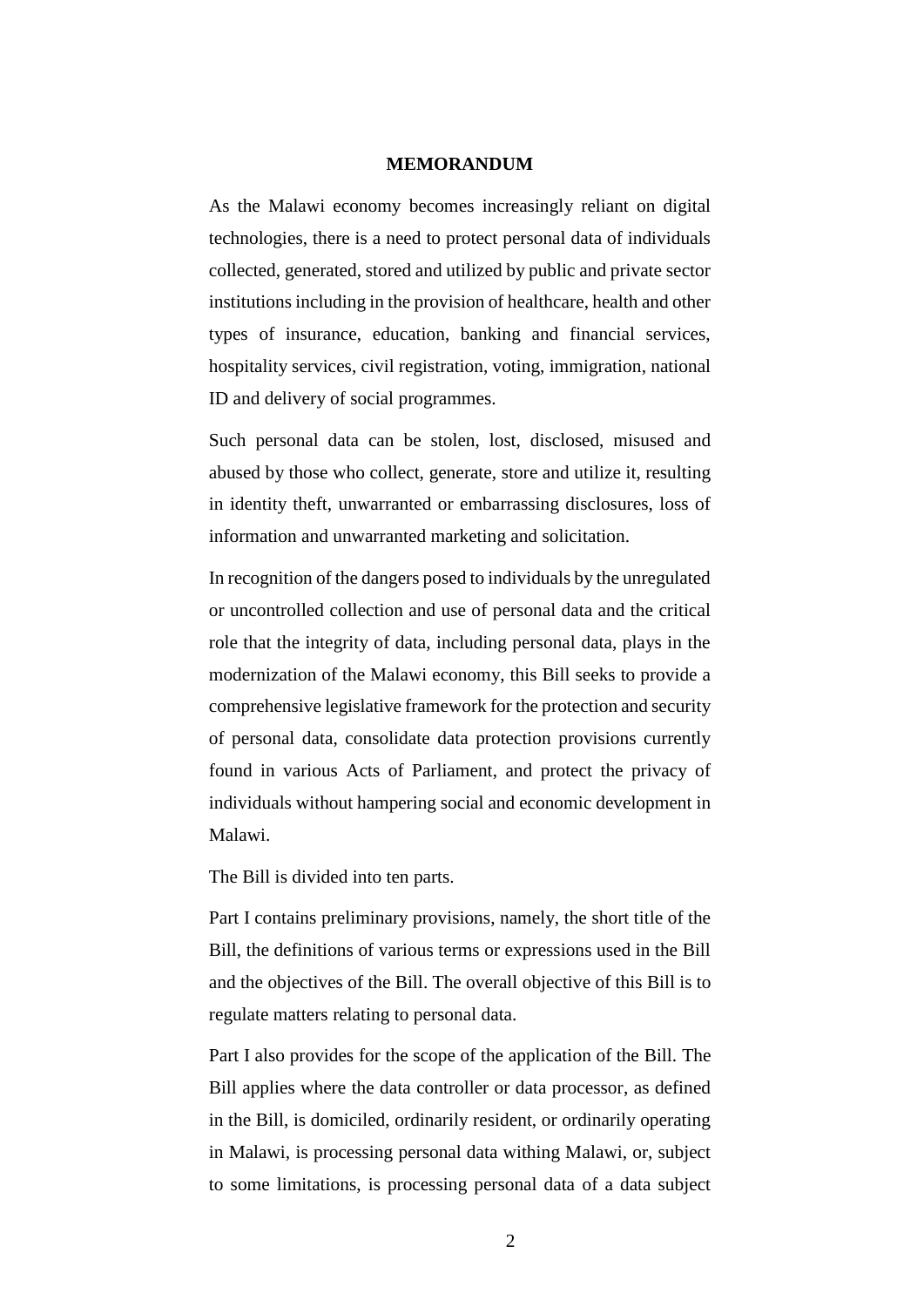## MEMORANDUM

As the Malawi economy becomes increasingly reliant on digital technologies, there is a need to protect personal data of individuals collected, generated, stored and utilized by public and private sector institutions including in the provision of healthcare, health and other types of insurance, education, banking and financial services, hospitality services, civil registration, voting, immigration, national ID and delivery of social programmes.

Such personal data can be stolen, lost, disclosed, misused and abused by those who collect, generate, store and utilize it, resulting in identity theft, unwarranted or embarrassing disclosures, loss of information and unwarranted marketing and solicitation.

In recognition of the dangers posed to individuals by the unregulated or uncontrolled collection and use of personal data and the critical role that the integrity of data, including personal data, plays in the modernization of the Malawi economy, this Bill seeks to provide a comprehensive legislative framework for the protection and security of personal data, consolidate data protection provisions currently found in various Acts of Parliament, and protect the privacy of individuals without hampering social and economic development in Malawi.

The Bill is divided into ten parts.

Part I contains preliminary provisions, namely, the short title of the Bill, the definitions of various terms or expressions used in the Bill and the objectives of the Bill. The overall objective of this Bill is to regulate matters relating to personal data.

Part I also provides for the scope of the application of the Bill. The Bill applies where the data controller or data processor, as defined in the Bill, is domiciled, ordinarily resident, or ordinarily operating in Malawi, is processing personal data withing Malawi, or, subject to some limitations, is processing personal data of a data subject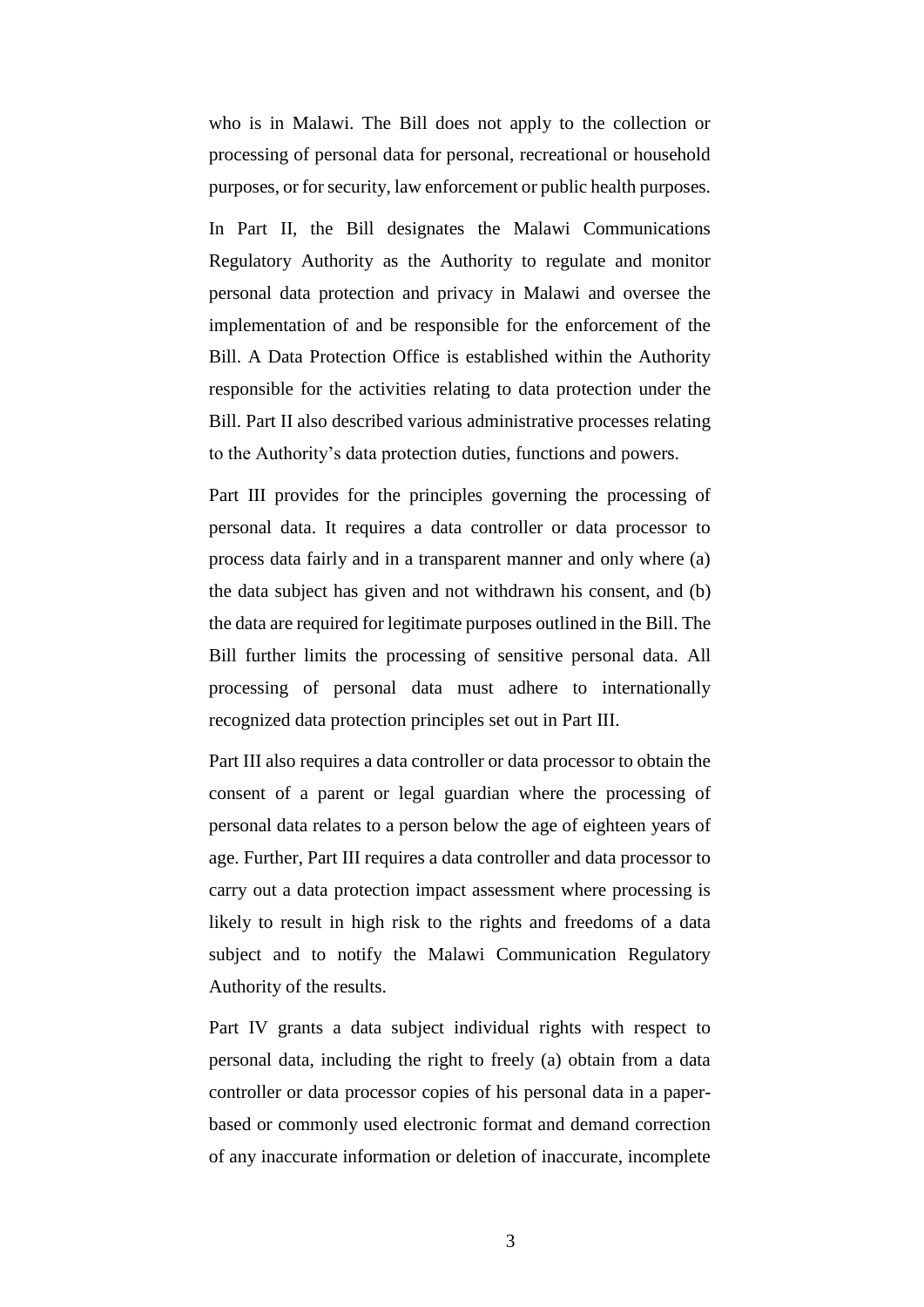who is in Malawi. The Bill does not apply to the collection or processing of personal data for personal, recreational or household purposes, or for security, law enforcement or public health purposes.

In Part II, the Bill designates the Malawi Communications Regulatory Authority as the Authority to regulate and monitor personal data protection and privacy in Malawi and oversee the implementation of and be responsible for the enforcement of the Bill. A Data Protection Office is established within the Authority responsible for the activities relating to data protection under the Bill. Part II also described various administrative processes relating to the Authority's data protection duties, functions and powers.

Part III provides for the principles governing the processing of personal data. It requires a data controller or data processor to process data fairly and in a transparent manner and only where (a) the data subject has given and not withdrawn his consent, and (b) the data are required for legitimate purposes outlined in the Bill. The Bill further limits the processing of sensitive personal data. All processing of personal data must adhere to internationally recognized data protection principles set out in Part III.

Part III also requires a data controller or data processor to obtain the consent of a parent or legal guardian where the processing of personal data relates to a person below the age of eighteen years of age. Further, Part III requires a data controller and data processor to carry out a data protection impact assessment where processing is likely to result in high risk to the rights and freedoms of a data subject and to notify the Malawi Communication Regulatory Authority of the results.

Part IV grants a data subject individual rights with respect to personal data, including the right to freely (a) obtain from a data controller or data processor copies of his personal data in a paper-based or commonly used electronic format and demand correction of any inaccurate information or deletion of inaccurate, incomplete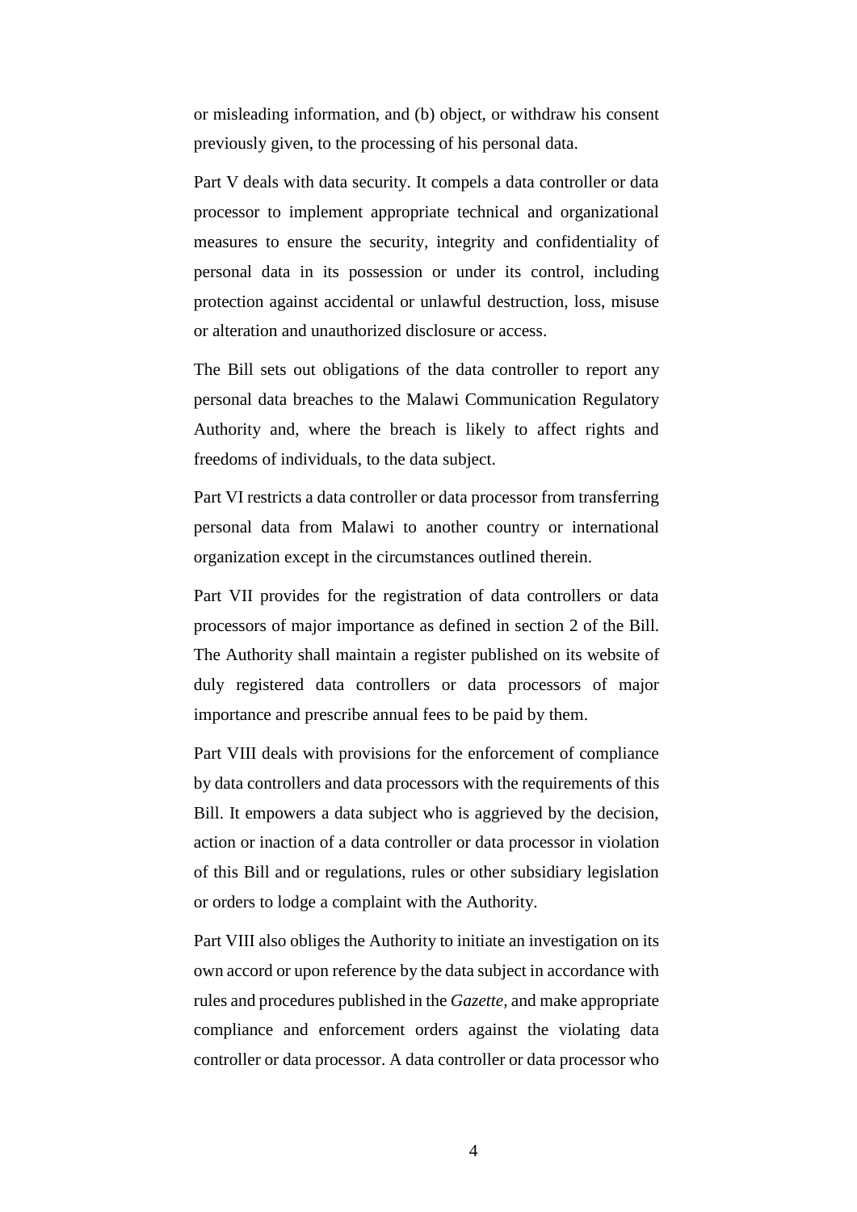or misleading information, and (b) object, or withdraw his consent previously given, to the processing of his personal data.

Part V deals with data security. It compels a data controller or data processor to implement appropriate technical and organizational measures to ensure the security, integrity and confidentiality of personal data in its possession or under its control, including protection against accidental or unlawful destruction, loss, misuse or alteration and unauthorized disclosure or access.

The Bill sets out obligations of the data controller to report any personal data breaches to the Malawi Communication Regulatory Authority and, where the breach is likely to affect rights and freedoms of individuals, to the data subject.

Part VI restricts a data controller or data processor from transferring personal data from Malawi to another country or international organization except in the circumstances outlined therein.

Part VII provides for the registration of data controllers or data processors of major importance as defined in section 2 of the Bill. The Authority shall maintain a register published on its website of duly registered data controllers or data processors of major importance and prescribe annual fees to be paid by them.

Part VIII deals with provisions for the enforcement of compliance by data controllers and data processors with the requirements of this Bill. It empowers a data subject who is aggrieved by the decision, action or inaction of a data controller or data processor in violation of this Bill and or regulations, rules or other subsidiary legislation or orders to lodge a complaint with the Authority.

Part VIII also obliges the Authority to initiate an investigation on its own accord or upon reference by the data subject in accordance with rules and procedures published in the *Gazette,* and make appropriate compliance and enforcement orders against the violating data controller or data processor. A data controller or data processor who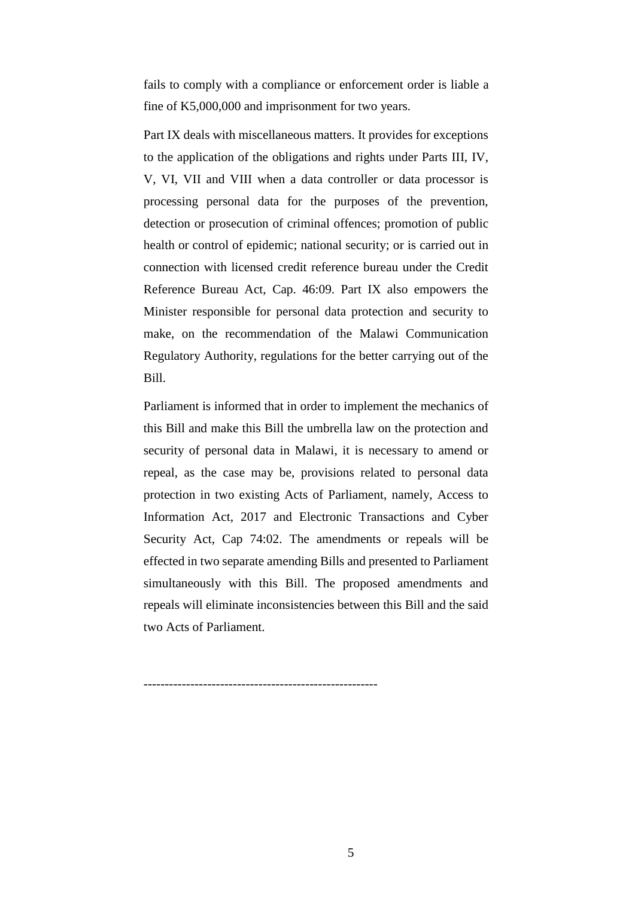fails to comply with a compliance or enforcement order is liable a fine of K5,000,000 and imprisonment for two years.

Part IX deals with miscellaneous matters. It provides for exceptions to the application of the obligations and rights under Parts III, IV, V, VI, VII and VIII when a data controller or data processor is processing personal data for the purposes of the prevention, detection or prosecution of criminal offences; promotion of public health or control of epidemic; national security; or is carried out in connection with licensed credit reference bureau under the Credit Reference Bureau Act, Cap. 46:09. Part IX also empowers the Minister responsible for personal data protection and security to make, on the recommendation of the Malawi Communication Regulatory Authority, regulations for the better carrying out of the Bill.

Parliament is informed that in order to implement the mechanics of this Bill and make this Bill the umbrella law on the protection and security of personal data in Malawi, it is necessary to amend or repeal, as the case may be, provisions related to personal data protection in two existing Acts of Parliament, namely, Access to Information Act, 2017 and Electronic Transactions and Cyber Security Act, Cap 74:02. The amendments or repeals will be effected in two separate amending Bills and presented to Parliament simultaneously with this Bill. The proposed amendments and repeals will eliminate inconsistencies between this Bill and the said two Acts of Parliament.

-----------------------------------------------------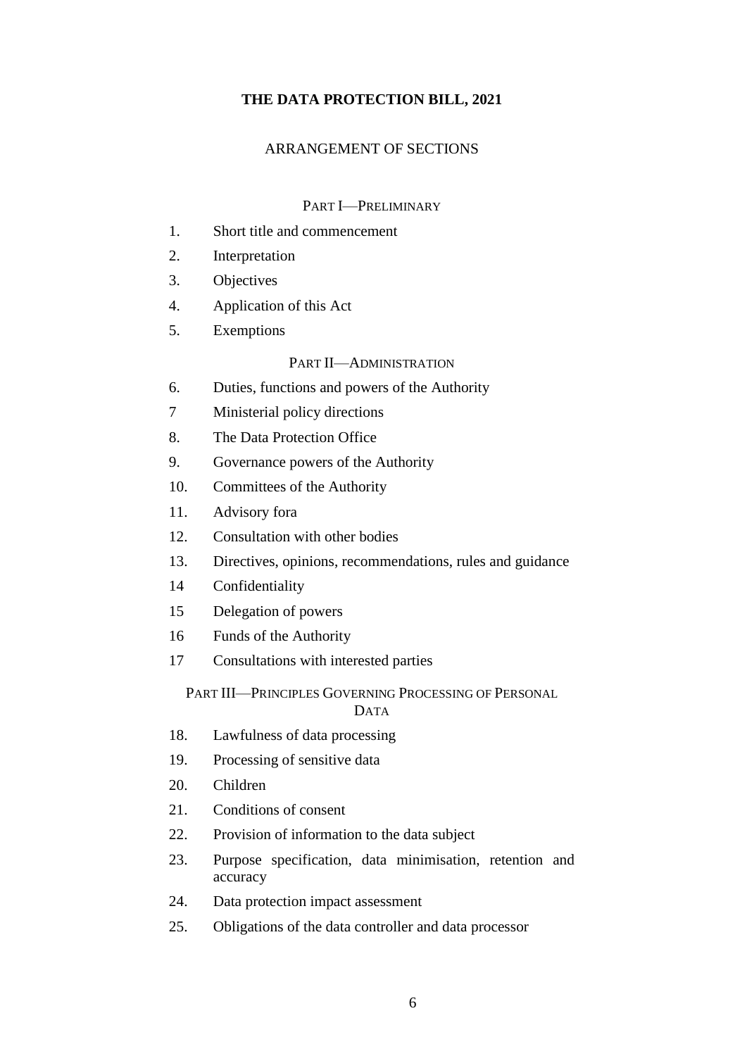**THE DATA PROTECTION BILL, 2021**

ARRANGEMENT OF SECTIONS

PART I—PRELIMINARY

1. Short title and commencement
2. Interpretation
3. Objectives
4. Application of this Act
5. Exemptions

PART II—ADMINISTRATION

6. Duties, functions and powers of the Authority
7 Ministerial policy directions
8. The Data Protection Office
9. Governance powers of the Authority
10. Committees of the Authority
11. Advisory fora
12. Consultation with other bodies
13. Directives, opinions, recommendations, rules and guidance
14 Confidentiality
15 Delegation of powers
16 Funds of the Authority
17 Consultations with interested parties

PART III—PRINCIPLES GOVERNING PROCESSING OF PERSONAL DATA

18. Lawfulness of data processing
19. Processing of sensitive data
20. Children
21. Conditions of consent
22. Provision of information to the data subject
23. Purpose specification, data minimisation, retention and accuracy
24. Data protection impact assessment
25. Obligations of the data controller and data processor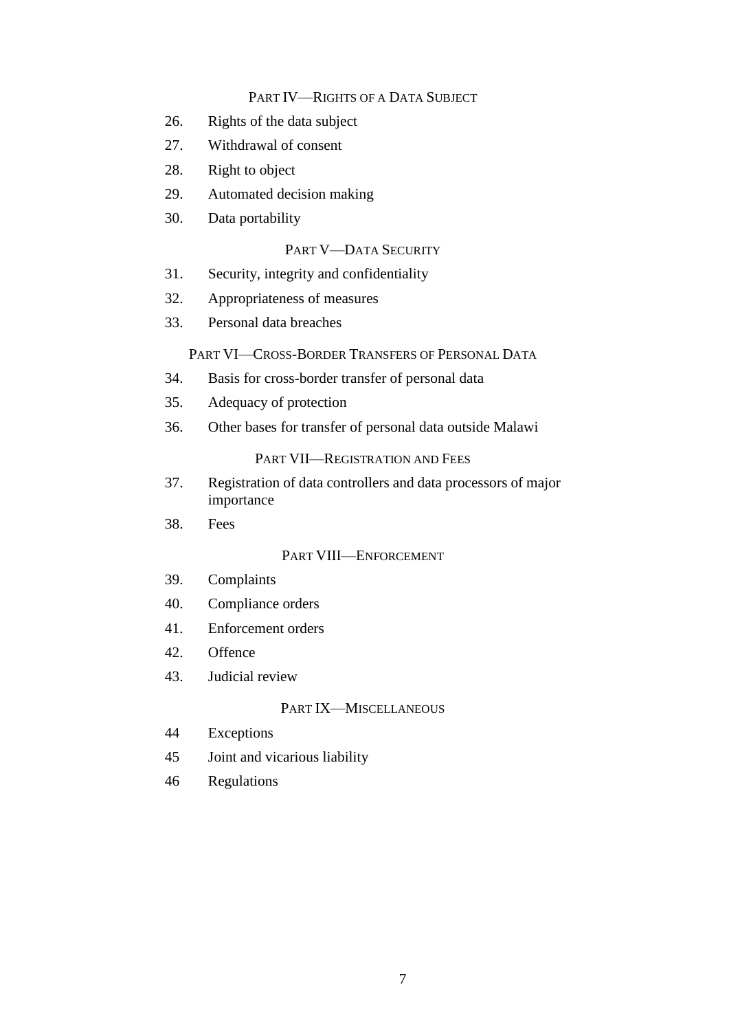PART IV—RIGHTS OF A DATA SUBJECT

26. Rights of the data subject
27. Withdrawal of consent
28. Right to object
29. Automated decision making
30. Data portability

PART V—DATA SECURITY

31. Security, integrity and confidentiality
32. Appropriateness of measures
33. Personal data breaches

PART VI—CROSS-BORDER TRANSFERS OF PERSONAL DATA

34. Basis for cross-border transfer of personal data
35. Adequacy of protection
36. Other bases for transfer of personal data outside Malawi

PART VII—REGISTRATION AND FEES

37. Registration of data controllers and data processors of major importance
38. Fees

PART VIII—ENFORCEMENT

39. Complaints
40. Compliance orders
41. Enforcement orders
42. Offence
43. Judicial review

PART IX—MISCELLANEOUS

44 Exceptions
45 Joint and vicarious liability
46 Regulations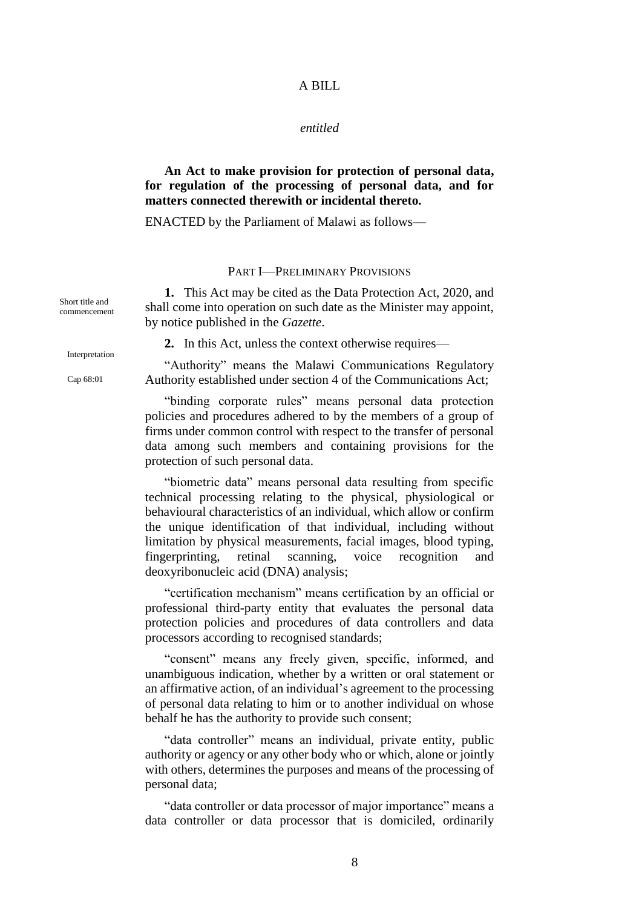A BILL

*entitled*

**An Act to make provision for protection of personal data, for regulation of the processing of personal data, and for matters connected therewith or incidental thereto.**

ENACTED by the Parliament of Malawi as follows—

PART I—PRELIMINARY PROVISIONS

Short title and commencement

**1.** This Act may be cited as the Data Protection Act, 2020, and shall come into operation on such date as the Minister may appoint, by notice published in the *Gazette*.

Interpretation

**2.** In this Act, unless the context otherwise requires—

Cap 68:01

"Authority" means the Malawi Communications Regulatory Authority established under section 4 of the Communications Act;

"binding corporate rules" means personal data protection policies and procedures adhered to by the members of a group of firms under common control with respect to the transfer of personal data among such members and containing provisions for the protection of such personal data.

"biometric data" means personal data resulting from specific technical processing relating to the physical, physiological or behavioural characteristics of an individual, which allow or confirm the unique identification of that individual, including without limitation by physical measurements, facial images, blood typing, fingerprinting, retinal scanning, voice recognition and deoxyribonucleic acid (DNA) analysis;

"certification mechanism" means certification by an official or professional third-party entity that evaluates the personal data protection policies and procedures of data controllers and data processors according to recognised standards;

"consent" means any freely given, specific, informed, and unambiguous indication, whether by a written or oral statement or an affirmative action, of an individual's agreement to the processing of personal data relating to him or to another individual on whose behalf he has the authority to provide such consent;

"data controller" means an individual, private entity, public authority or agency or any other body who or which, alone or jointly with others, determines the purposes and means of the processing of personal data;

"data controller or data processor of major importance" means a data controller or data processor that is domiciled, ordinarily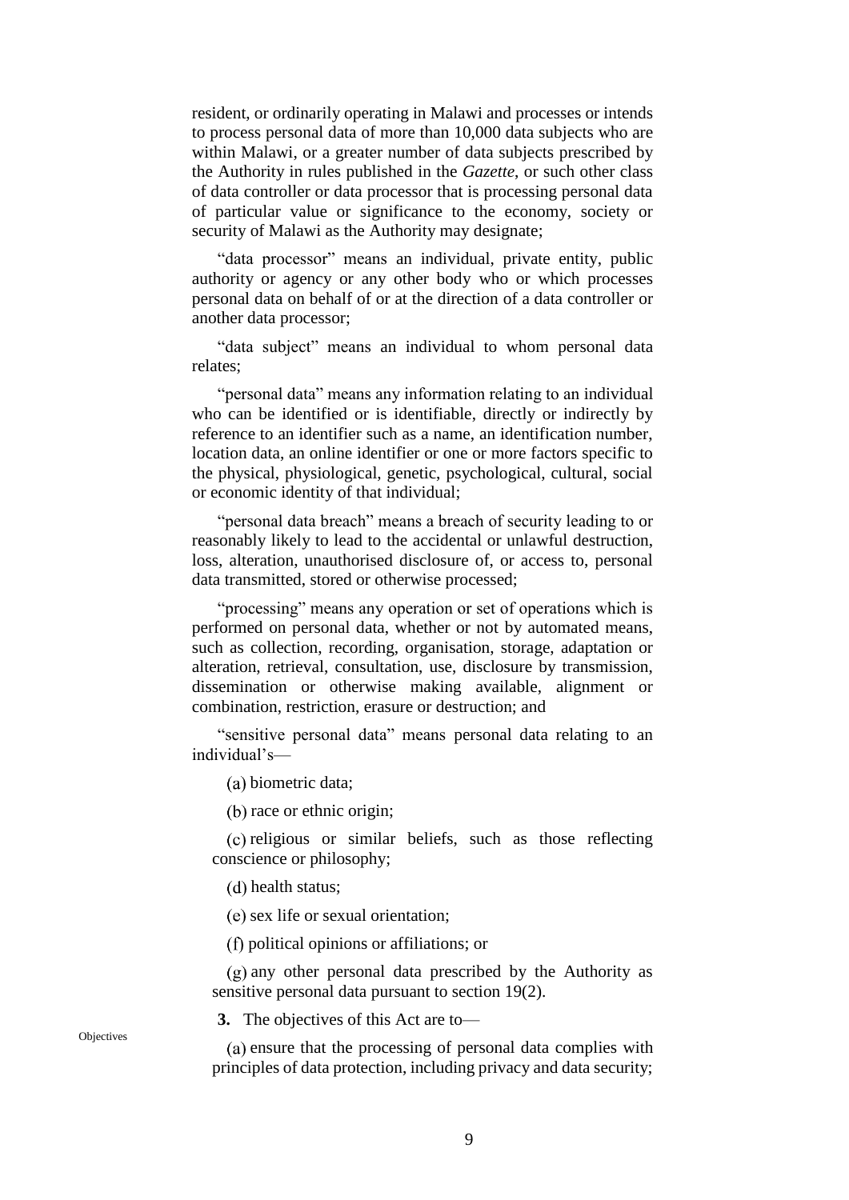resident, or ordinarily operating in Malawi and processes or intends to process personal data of more than 10,000 data subjects who are within Malawi, or a greater number of data subjects prescribed by the Authority in rules published in the *Gazette*, or such other class of data controller or data processor that is processing personal data of particular value or significance to the economy, society or security of Malawi as the Authority may designate;

"data processor" means an individual, private entity, public authority or agency or any other body who or which processes personal data on behalf of or at the direction of a data controller or another data processor;

"data subject" means an individual to whom personal data relates;

"personal data" means any information relating to an individual who can be identified or is identifiable, directly or indirectly by reference to an identifier such as a name, an identification number, location data, an online identifier or one or more factors specific to the physical, physiological, genetic, psychological, cultural, social or economic identity of that individual;

"personal data breach" means a breach of security leading to or reasonably likely to lead to the accidental or unlawful destruction, loss, alteration, unauthorised disclosure of, or access to, personal data transmitted, stored or otherwise processed;

"processing" means any operation or set of operations which is performed on personal data, whether or not by automated means, such as collection, recording, organisation, storage, adaptation or alteration, retrieval, consultation, use, disclosure by transmission, dissemination or otherwise making available, alignment or combination, restriction, erasure or destruction; and

"sensitive personal data" means personal data relating to an individual's—

(a) biometric data;

(b) race or ethnic origin;

(c) religious or similar beliefs, such as those reflecting conscience or philosophy;

(d) health status;

(e) sex life or sexual orientation;

(f) political opinions or affiliations; or

(g) any other personal data prescribed by the Authority as sensitive personal data pursuant to section 19(2).

Objectives

**3.** The objectives of this Act are to—

(a) ensure that the processing of personal data complies with principles of data protection, including privacy and data security;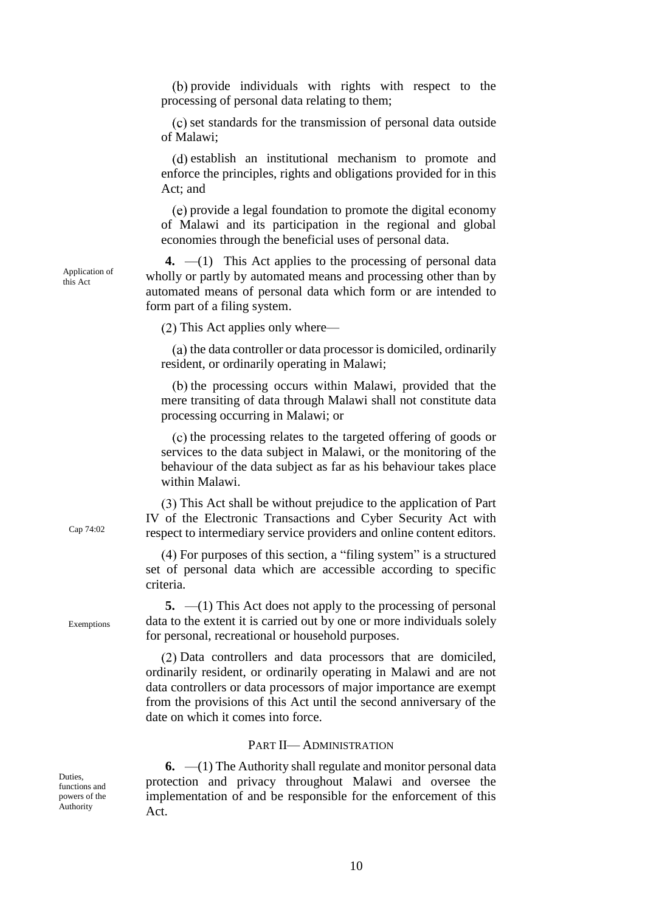(b) provide individuals with rights with respect to the processing of personal data relating to them;

(c) set standards for the transmission of personal data outside of Malawi;

(d) establish an institutional mechanism to promote and enforce the principles, rights and obligations provided for in this Act; and

(e) provide a legal foundation to promote the digital economy of Malawi and its participation in the regional and global economies through the beneficial uses of personal data.

Application of this Act

**4.** —(1) This Act applies to the processing of personal data wholly or partly by automated means and processing other than by automated means of personal data which form or are intended to form part of a filing system.

(2) This Act applies only where—

(a) the data controller or data processor is domiciled, ordinarily resident, or ordinarily operating in Malawi;

(b) the processing occurs within Malawi, provided that the mere transiting of data through Malawi shall not constitute data processing occurring in Malawi; or

(c) the processing relates to the targeted offering of goods or services to the data subject in Malawi, or the monitoring of the behaviour of the data subject as far as his behaviour takes place within Malawi.

Cap 74:02

(3) This Act shall be without prejudice to the application of Part IV of the Electronic Transactions and Cyber Security Act with respect to intermediary service providers and online content editors.

(4) For purposes of this section, a "filing system" is a structured set of personal data which are accessible according to specific criteria.

Exemptions

**5.** —(1) This Act does not apply to the processing of personal data to the extent it is carried out by one or more individuals solely for personal, recreational or household purposes.

(2) Data controllers and data processors that are domiciled, ordinarily resident, or ordinarily operating in Malawi and are not data controllers or data processors of major importance are exempt from the provisions of this Act until the second anniversary of the date on which it comes into force.

## PART II— ADMINISTRATION

Duties, functions and powers of the Authority

**6.** —(1) The Authority shall regulate and monitor personal data protection and privacy throughout Malawi and oversee the implementation of and be responsible for the enforcement of this Act.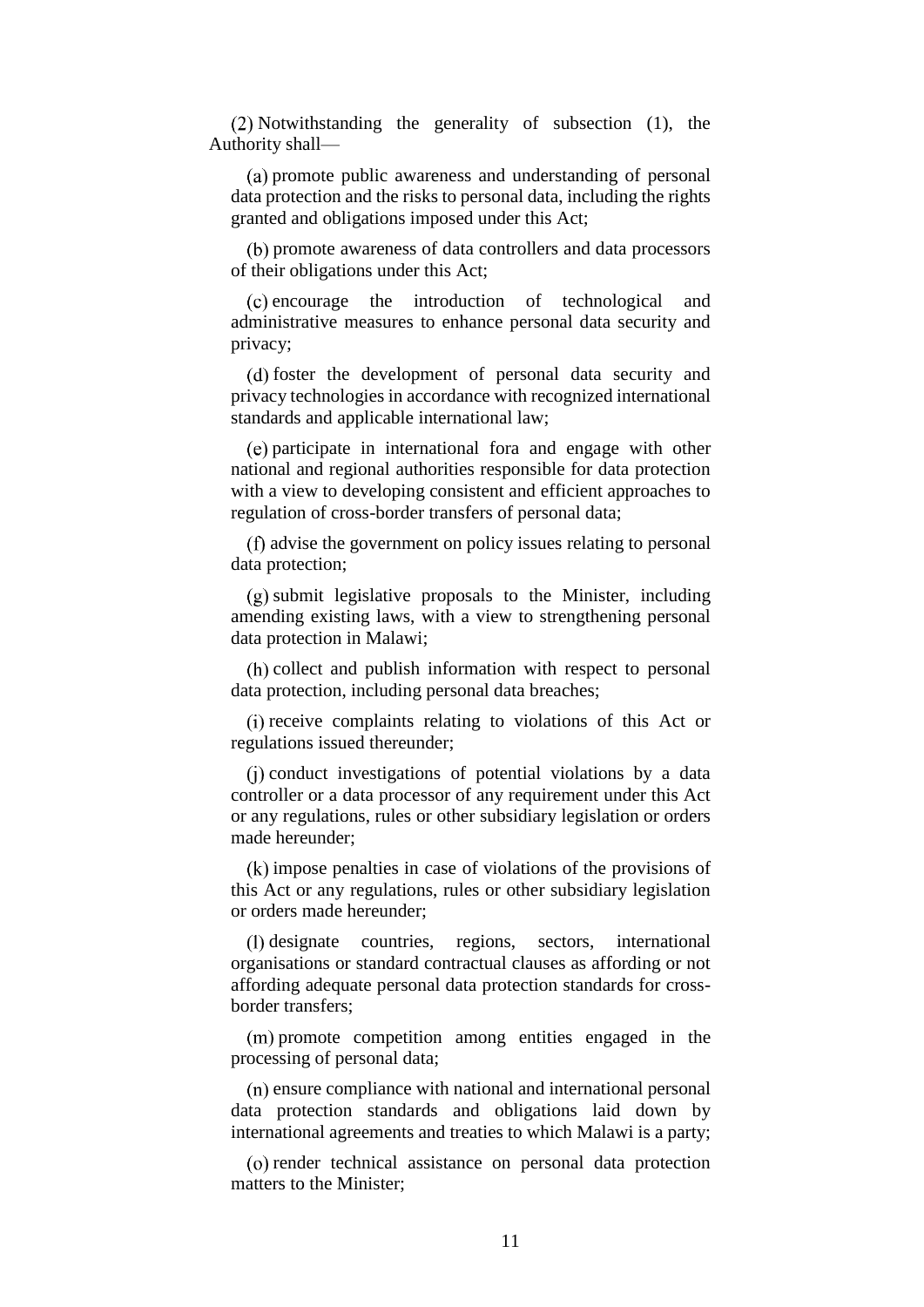(2) Notwithstanding the generality of subsection (1), the Authority shall—

(a) promote public awareness and understanding of personal data protection and the risks to personal data, including the rights granted and obligations imposed under this Act;

(b) promote awareness of data controllers and data processors of their obligations under this Act;

(c) encourage the introduction of technological and administrative measures to enhance personal data security and privacy;

(d) foster the development of personal data security and privacy technologies in accordance with recognized international standards and applicable international law;

(e) participate in international fora and engage with other national and regional authorities responsible for data protection with a view to developing consistent and efficient approaches to regulation of cross-border transfers of personal data;

(f) advise the government on policy issues relating to personal data protection;

(g) submit legislative proposals to the Minister, including amending existing laws, with a view to strengthening personal data protection in Malawi;

(h) collect and publish information with respect to personal data protection, including personal data breaches;

(i) receive complaints relating to violations of this Act or regulations issued thereunder;

(j) conduct investigations of potential violations by a data controller or a data processor of any requirement under this Act or any regulations, rules or other subsidiary legislation or orders made hereunder;

(k) impose penalties in case of violations of the provisions of this Act or any regulations, rules or other subsidiary legislation or orders made hereunder;

(l) designate countries, regions, sectors, international organisations or standard contractual clauses as affording or not affording adequate personal data protection standards for cross-border transfers;

(m) promote competition among entities engaged in the processing of personal data;

(n) ensure compliance with national and international personal data protection standards and obligations laid down by international agreements and treaties to which Malawi is a party;

(o) render technical assistance on personal data protection matters to the Minister;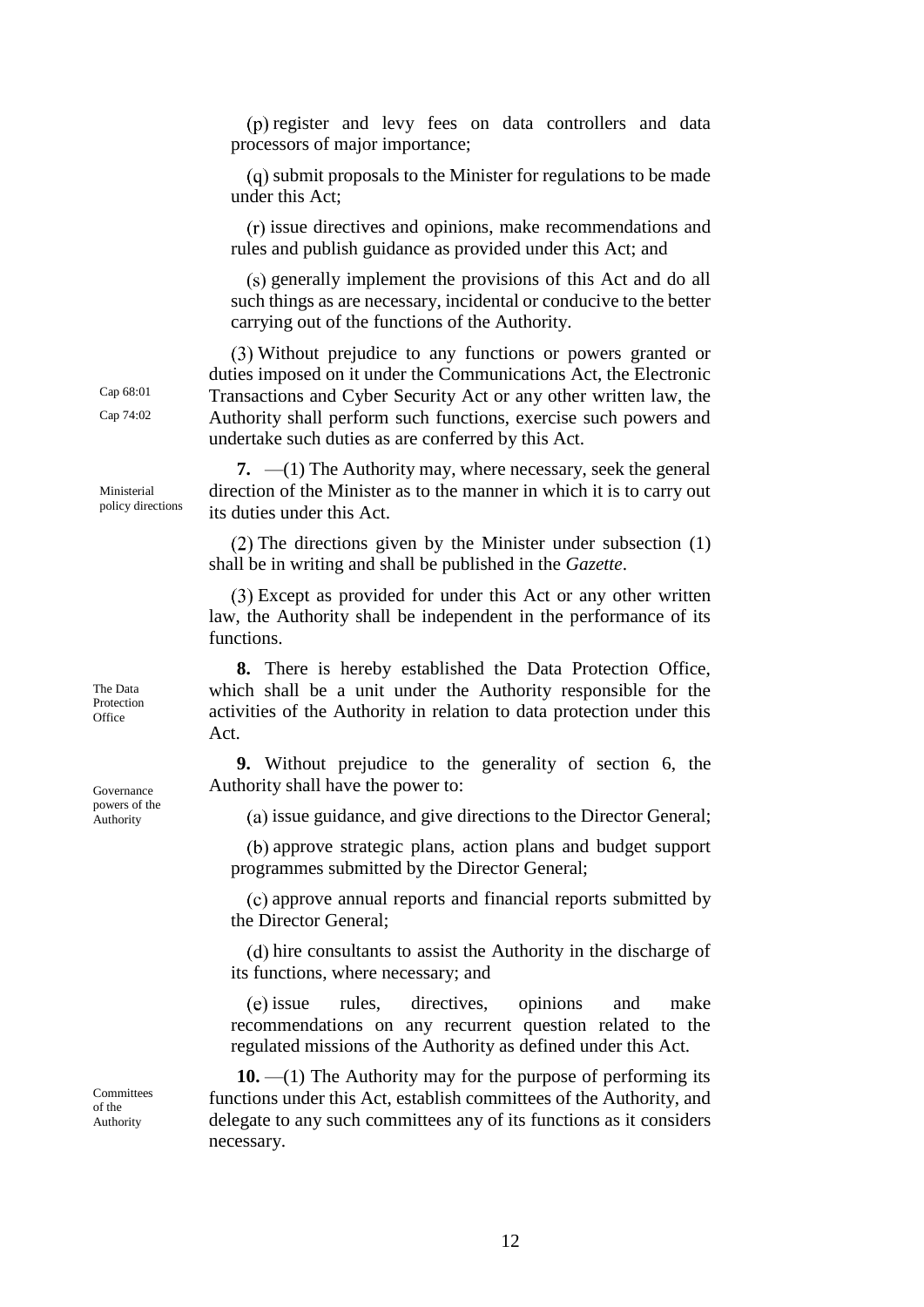(p) register and levy fees on data controllers and data processors of major importance;

(q) submit proposals to the Minister for regulations to be made under this Act;

(r) issue directives and opinions, make recommendations and rules and publish guidance as provided under this Act; and

(s) generally implement the provisions of this Act and do all such things as are necessary, incidental or conducive to the better carrying out of the functions of the Authority.

(3) Without prejudice to any functions or powers granted or duties imposed on it under the Communications Act, the Electronic Transactions and Cyber Security Act or any other written law, the Authority shall perform such functions, exercise such powers and undertake such duties as are conferred by this Act.

Cap 68:01
Cap 74:02

Ministerial policy directions

**7.** —(1) The Authority may, where necessary, seek the general direction of the Minister as to the manner in which it is to carry out its duties under this Act.

(2) The directions given by the Minister under subsection (1) shall be in writing and shall be published in the *Gazette*.

(3) Except as provided for under this Act or any other written law, the Authority shall be independent in the performance of its functions.

The Data Protection Office

**8.** There is hereby established the Data Protection Office, which shall be a unit under the Authority responsible for the activities of the Authority in relation to data protection under this Act.

Governance powers of the Authority

**9.** Without prejudice to the generality of section 6, the Authority shall have the power to:

(a) issue guidance, and give directions to the Director General;

(b) approve strategic plans, action plans and budget support programmes submitted by the Director General;

(c) approve annual reports and financial reports submitted by the Director General;

(d) hire consultants to assist the Authority in the discharge of its functions, where necessary; and

(e) issue rules, directives, opinions and make recommendations on any recurrent question related to the regulated missions of the Authority as defined under this Act.

Committees of the Authority

**10.** —(1) The Authority may for the purpose of performing its functions under this Act, establish committees of the Authority, and delegate to any such committees any of its functions as it considers necessary.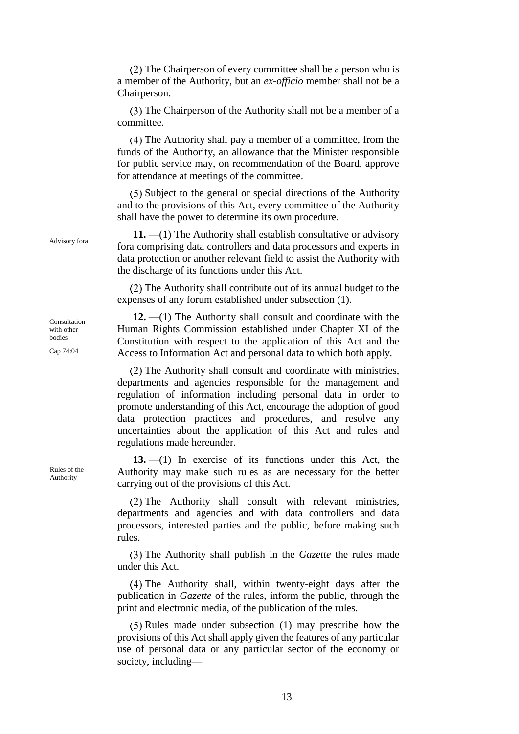(2) The Chairperson of every committee shall be a person who is a member of the Authority, but an *ex-officio* member shall not be a Chairperson.

(3) The Chairperson of the Authority shall not be a member of a committee.

(4) The Authority shall pay a member of a committee, from the funds of the Authority, an allowance that the Minister responsible for public service may, on recommendation of the Board, approve for attendance at meetings of the committee.

(5) Subject to the general or special directions of the Authority and to the provisions of this Act, every committee of the Authority shall have the power to determine its own procedure.

Advisory fora

**11.** —(1) The Authority shall establish consultative or advisory fora comprising data controllers and data processors and experts in data protection or another relevant field to assist the Authority with the discharge of its functions under this Act.

(2) The Authority shall contribute out of its annual budget to the expenses of any forum established under subsection (1).

Consultation with other bodies

Cap 74:04

**12.** —(1) The Authority shall consult and coordinate with the Human Rights Commission established under Chapter XI of the Constitution with respect to the application of this Act and the Access to Information Act and personal data to which both apply.

(2) The Authority shall consult and coordinate with ministries, departments and agencies responsible for the management and regulation of information including personal data in order to promote understanding of this Act, encourage the adoption of good data protection practices and procedures, and resolve any uncertainties about the application of this Act and rules and regulations made hereunder.

Rules of the Authority

**13.** —(1) In exercise of its functions under this Act, the Authority may make such rules as are necessary for the better carrying out of the provisions of this Act.

(2) The Authority shall consult with relevant ministries, departments and agencies and with data controllers and data processors, interested parties and the public, before making such rules.

(3) The Authority shall publish in the *Gazette* the rules made under this Act.

(4) The Authority shall, within twenty-eight days after the publication in *Gazette* of the rules, inform the public, through the print and electronic media, of the publication of the rules.

(5) Rules made under subsection (1) may prescribe how the provisions of this Act shall apply given the features of any particular use of personal data or any particular sector of the economy or society, including—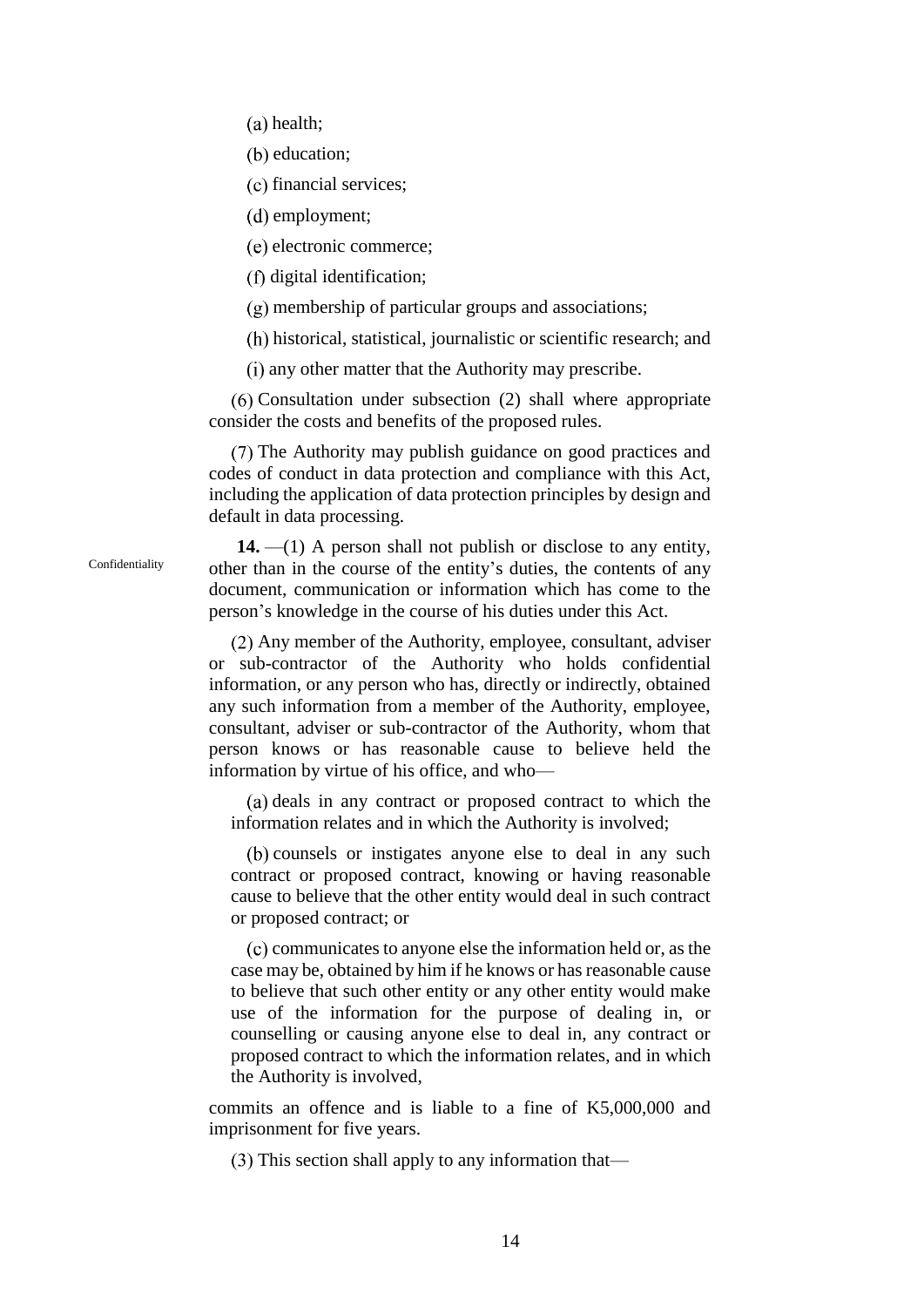(a) health;

(b) education;

(c) financial services;

(d) employment;

(e) electronic commerce;

(f) digital identification;

(g) membership of particular groups and associations;

(h) historical, statistical, journalistic or scientific research; and

(i) any other matter that the Authority may prescribe.

(6) Consultation under subsection (2) shall where appropriate consider the costs and benefits of the proposed rules.

(7) The Authority may publish guidance on good practices and codes of conduct in data protection and compliance with this Act, including the application of data protection principles by design and default in data processing.

Confidentiality

**14.** —(1) A person shall not publish or disclose to any entity, other than in the course of the entity's duties, the contents of any document, communication or information which has come to the person's knowledge in the course of his duties under this Act.

(2) Any member of the Authority, employee, consultant, adviser or sub-contractor of the Authority who holds confidential information, or any person who has, directly or indirectly, obtained any such information from a member of the Authority, employee, consultant, adviser or sub-contractor of the Authority, whom that person knows or has reasonable cause to believe held the information by virtue of his office, and who—

(a) deals in any contract or proposed contract to which the information relates and in which the Authority is involved;

(b) counsels or instigates anyone else to deal in any such contract or proposed contract, knowing or having reasonable cause to believe that the other entity would deal in such contract or proposed contract; or

(c) communicates to anyone else the information held or, as the case may be, obtained by him if he knows or has reasonable cause to believe that such other entity or any other entity would make use of the information for the purpose of dealing in, or counselling or causing anyone else to deal in, any contract or proposed contract to which the information relates, and in which the Authority is involved,

commits an offence and is liable to a fine of K5,000,000 and imprisonment for five years.

(3) This section shall apply to any information that—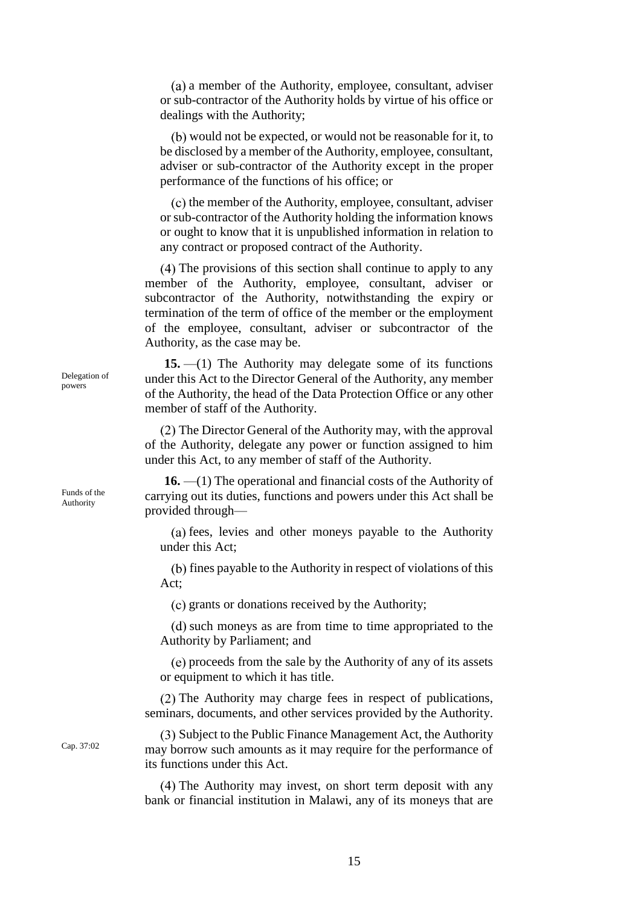(a) a member of the Authority, employee, consultant, adviser or sub-contractor of the Authority holds by virtue of his office or dealings with the Authority;

(b) would not be expected, or would not be reasonable for it, to be disclosed by a member of the Authority, employee, consultant, adviser or sub-contractor of the Authority except in the proper performance of the functions of his office; or

(c) the member of the Authority, employee, consultant, adviser or sub-contractor of the Authority holding the information knows or ought to know that it is unpublished information in relation to any contract or proposed contract of the Authority.

(4) The provisions of this section shall continue to apply to any member of the Authority, employee, consultant, adviser or subcontractor of the Authority, notwithstanding the expiry or termination of the term of office of the member or the employment of the employee, consultant, adviser or subcontractor of the Authority, as the case may be.

Delegation of powers

**15.** —(1) The Authority may delegate some of its functions under this Act to the Director General of the Authority, any member of the Authority, the head of the Data Protection Office or any other member of staff of the Authority.

(2) The Director General of the Authority may, with the approval of the Authority, delegate any power or function assigned to him under this Act, to any member of staff of the Authority.

Funds of the Authority

**16.** —(1) The operational and financial costs of the Authority of carrying out its duties, functions and powers under this Act shall be provided through—

(a) fees, levies and other moneys payable to the Authority under this Act;

(b) fines payable to the Authority in respect of violations of this Act;

(c) grants or donations received by the Authority;

(d) such moneys as are from time to time appropriated to the Authority by Parliament; and

(e) proceeds from the sale by the Authority of any of its assets or equipment to which it has title.

(2) The Authority may charge fees in respect of publications, seminars, documents, and other services provided by the Authority.

Cap. 37:02

(3) Subject to the Public Finance Management Act, the Authority may borrow such amounts as it may require for the performance of its functions under this Act.

(4) The Authority may invest, on short term deposit with any bank or financial institution in Malawi, any of its moneys that are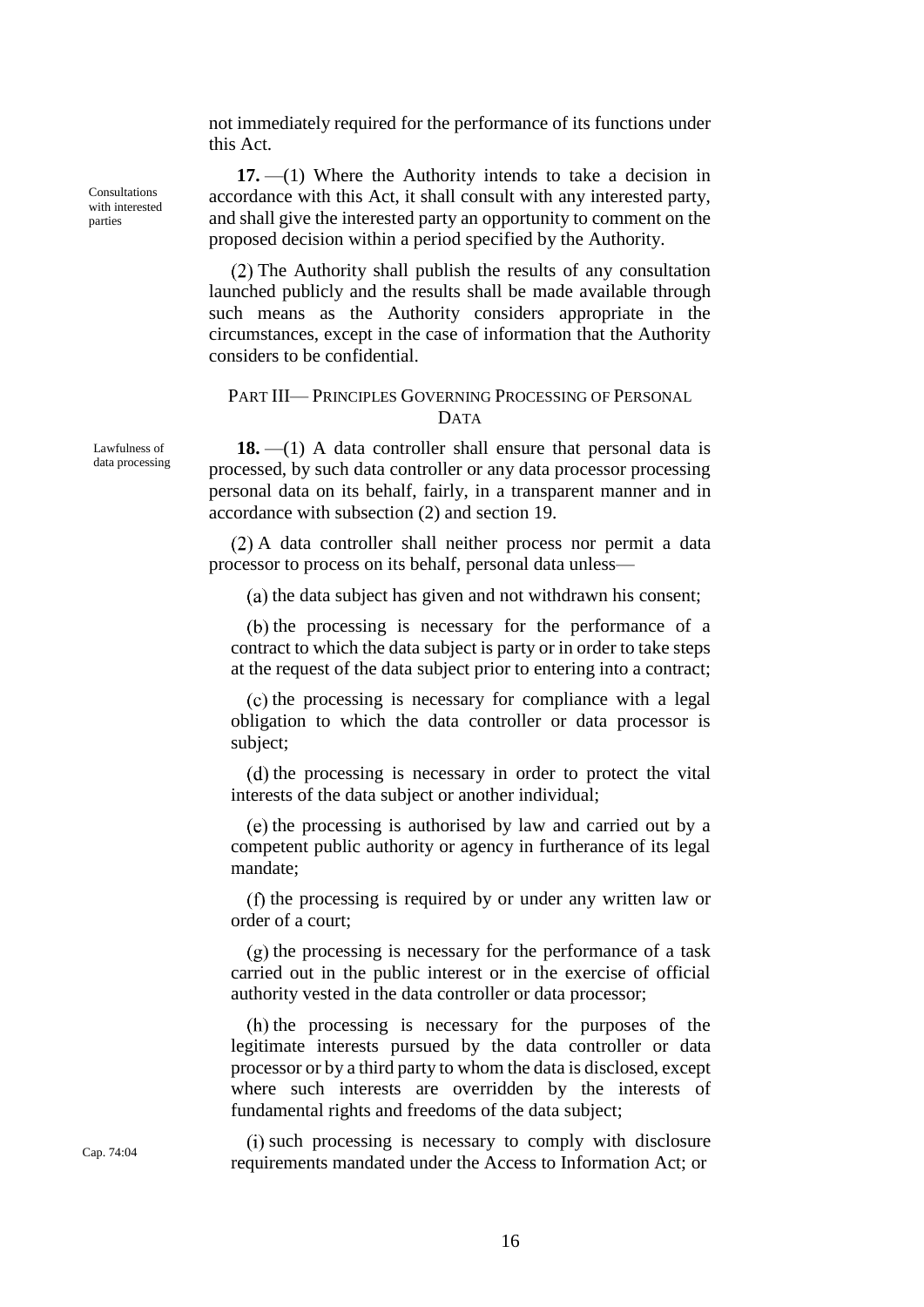not immediately required for the performance of its functions under this Act.

Consultations with interested parties

**17.** —(1) Where the Authority intends to take a decision in accordance with this Act, it shall consult with any interested party, and shall give the interested party an opportunity to comment on the proposed decision within a period specified by the Authority.

(2) The Authority shall publish the results of any consultation launched publicly and the results shall be made available through such means as the Authority considers appropriate in the circumstances, except in the case of information that the Authority considers to be confidential.

## PART III— PRINCIPLES GOVERNING PROCESSING OF PERSONAL DATA

Lawfulness of data processing

**18.** —(1) A data controller shall ensure that personal data is processed, by such data controller or any data processor processing personal data on its behalf, fairly, in a transparent manner and in accordance with subsection (2) and section 19.

(2) A data controller shall neither process nor permit a data processor to process on its behalf, personal data unless—

(a) the data subject has given and not withdrawn his consent;

(b) the processing is necessary for the performance of a contract to which the data subject is party or in order to take steps at the request of the data subject prior to entering into a contract;

(c) the processing is necessary for compliance with a legal obligation to which the data controller or data processor is subject;

(d) the processing is necessary in order to protect the vital interests of the data subject or another individual;

(e) the processing is authorised by law and carried out by a competent public authority or agency in furtherance of its legal mandate;

(f) the processing is required by or under any written law or order of a court;

(g) the processing is necessary for the performance of a task carried out in the public interest or in the exercise of official authority vested in the data controller or data processor;

(h) the processing is necessary for the purposes of the legitimate interests pursued by the data controller or data processor or by a third party to whom the data is disclosed, except where such interests are overridden by the interests of fundamental rights and freedoms of the data subject;

Cap. 74:04

(i) such processing is necessary to comply with disclosure requirements mandated under the Access to Information Act; or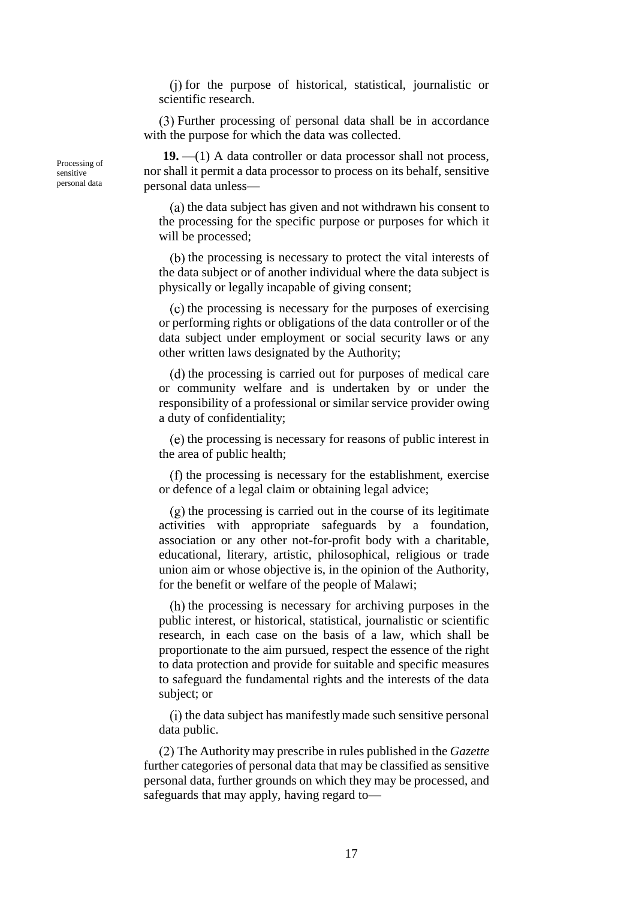(j) for the purpose of historical, statistical, journalistic or scientific research.

(3) Further processing of personal data shall be in accordance with the purpose for which the data was collected.

Processing of sensitive personal data

**19.** —(1) A data controller or data processor shall not process, nor shall it permit a data processor to process on its behalf, sensitive personal data unless—

(a) the data subject has given and not withdrawn his consent to the processing for the specific purpose or purposes for which it will be processed;

(b) the processing is necessary to protect the vital interests of the data subject or of another individual where the data subject is physically or legally incapable of giving consent;

(c) the processing is necessary for the purposes of exercising or performing rights or obligations of the data controller or of the data subject under employment or social security laws or any other written laws designated by the Authority;

(d) the processing is carried out for purposes of medical care or community welfare and is undertaken by or under the responsibility of a professional or similar service provider owing a duty of confidentiality;

(e) the processing is necessary for reasons of public interest in the area of public health;

(f) the processing is necessary for the establishment, exercise or defence of a legal claim or obtaining legal advice;

(g) the processing is carried out in the course of its legitimate activities with appropriate safeguards by a foundation, association or any other not-for-profit body with a charitable, educational, literary, artistic, philosophical, religious or trade union aim or whose objective is, in the opinion of the Authority, for the benefit or welfare of the people of Malawi;

(h) the processing is necessary for archiving purposes in the public interest, or historical, statistical, journalistic or scientific research, in each case on the basis of a law, which shall be proportionate to the aim pursued, respect the essence of the right to data protection and provide for suitable and specific measures to safeguard the fundamental rights and the interests of the data subject; or

(i) the data subject has manifestly made such sensitive personal data public.

(2) The Authority may prescribe in rules published in the *Gazette* further categories of personal data that may be classified as sensitive personal data, further grounds on which they may be processed, and safeguards that may apply, having regard to—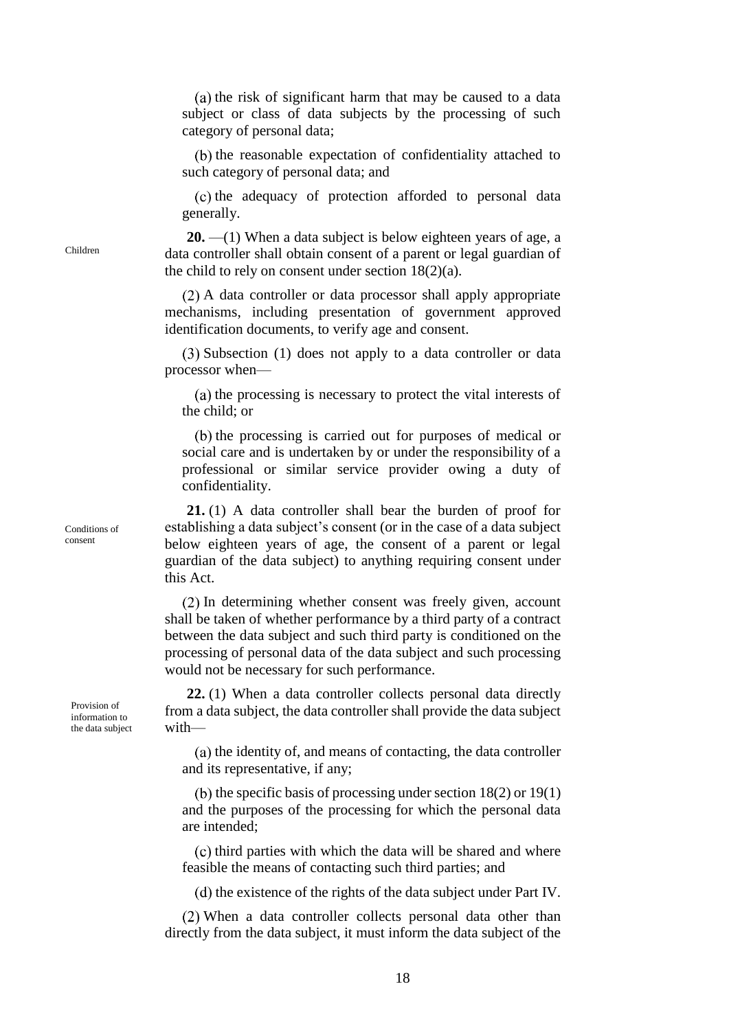(a) the risk of significant harm that may be caused to a data subject or class of data subjects by the processing of such category of personal data;

(b) the reasonable expectation of confidentiality attached to such category of personal data; and

(c) the adequacy of protection afforded to personal data generally.

Children

**20.** —(1) When a data subject is below eighteen years of age, a data controller shall obtain consent of a parent or legal guardian of the child to rely on consent under section 18(2)(a).

(2) A data controller or data processor shall apply appropriate mechanisms, including presentation of government approved identification documents, to verify age and consent.

(3) Subsection (1) does not apply to a data controller or data processor when—

(a) the processing is necessary to protect the vital interests of the child; or

(b) the processing is carried out for purposes of medical or social care and is undertaken by or under the responsibility of a professional or similar service provider owing a duty of confidentiality.

Conditions of consent

**21.** (1) A data controller shall bear the burden of proof for establishing a data subject's consent (or in the case of a data subject below eighteen years of age, the consent of a parent or legal guardian of the data subject) to anything requiring consent under this Act.

(2) In determining whether consent was freely given, account shall be taken of whether performance by a third party of a contract between the data subject and such third party is conditioned on the processing of personal data of the data subject and such processing would not be necessary for such performance.

Provision of information to the data subject

**22.** (1) When a data controller collects personal data directly from a data subject, the data controller shall provide the data subject with—

(a) the identity of, and means of contacting, the data controller and its representative, if any;

(b) the specific basis of processing under section 18(2) or 19(1) and the purposes of the processing for which the personal data are intended;

(c) third parties with which the data will be shared and where feasible the means of contacting such third parties; and

(d) the existence of the rights of the data subject under Part IV.

(2) When a data controller collects personal data other than directly from the data subject, it must inform the data subject of the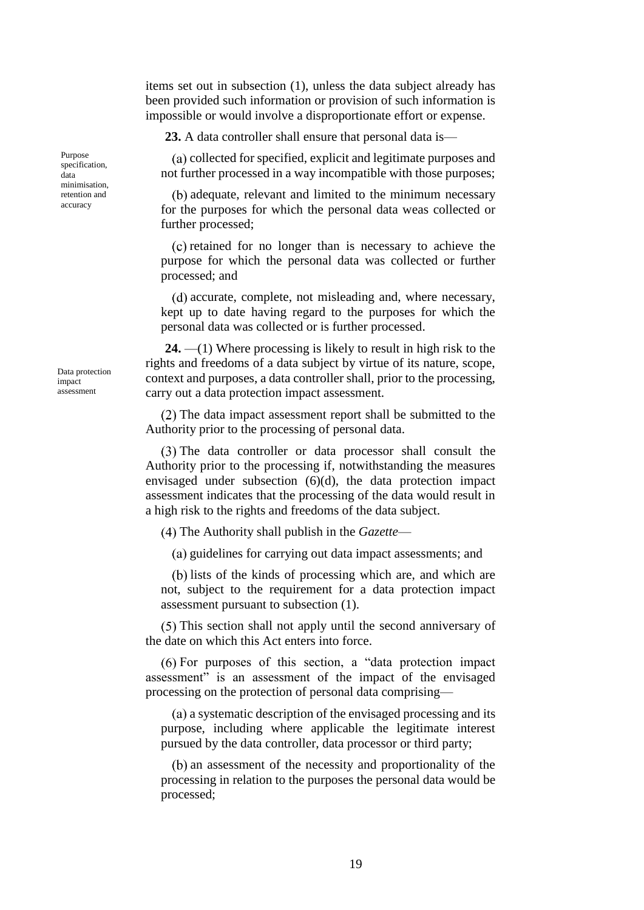items set out in subsection (1), unless the data subject already has been provided such information or provision of such information is impossible or would involve a disproportionate effort or expense.

Purpose specification, data minimisation, retention and accuracy

**23.** A data controller shall ensure that personal data is—

(a) collected for specified, explicit and legitimate purposes and not further processed in a way incompatible with those purposes;

(b) adequate, relevant and limited to the minimum necessary for the purposes for which the personal data weas collected or further processed;

(c) retained for no longer than is necessary to achieve the purpose for which the personal data was collected or further processed; and

(d) accurate, complete, not misleading and, where necessary, kept up to date having regard to the purposes for which the personal data was collected or is further processed.

Data protection impact assessment

**24.** —(1) Where processing is likely to result in high risk to the rights and freedoms of a data subject by virtue of its nature, scope, context and purposes, a data controller shall, prior to the processing, carry out a data protection impact assessment.

(2) The data impact assessment report shall be submitted to the Authority prior to the processing of personal data.

(3) The data controller or data processor shall consult the Authority prior to the processing if, notwithstanding the measures envisaged under subsection (6)(d), the data protection impact assessment indicates that the processing of the data would result in a high risk to the rights and freedoms of the data subject.

(4) The Authority shall publish in the *Gazette*—

(a) guidelines for carrying out data impact assessments; and

(b) lists of the kinds of processing which are, and which are not, subject to the requirement for a data protection impact assessment pursuant to subsection (1).

(5) This section shall not apply until the second anniversary of the date on which this Act enters into force.

(6) For purposes of this section, a "data protection impact assessment" is an assessment of the impact of the envisaged processing on the protection of personal data comprising—

(a) a systematic description of the envisaged processing and its purpose, including where applicable the legitimate interest pursued by the data controller, data processor or third party;

(b) an assessment of the necessity and proportionality of the processing in relation to the purposes the personal data would be processed;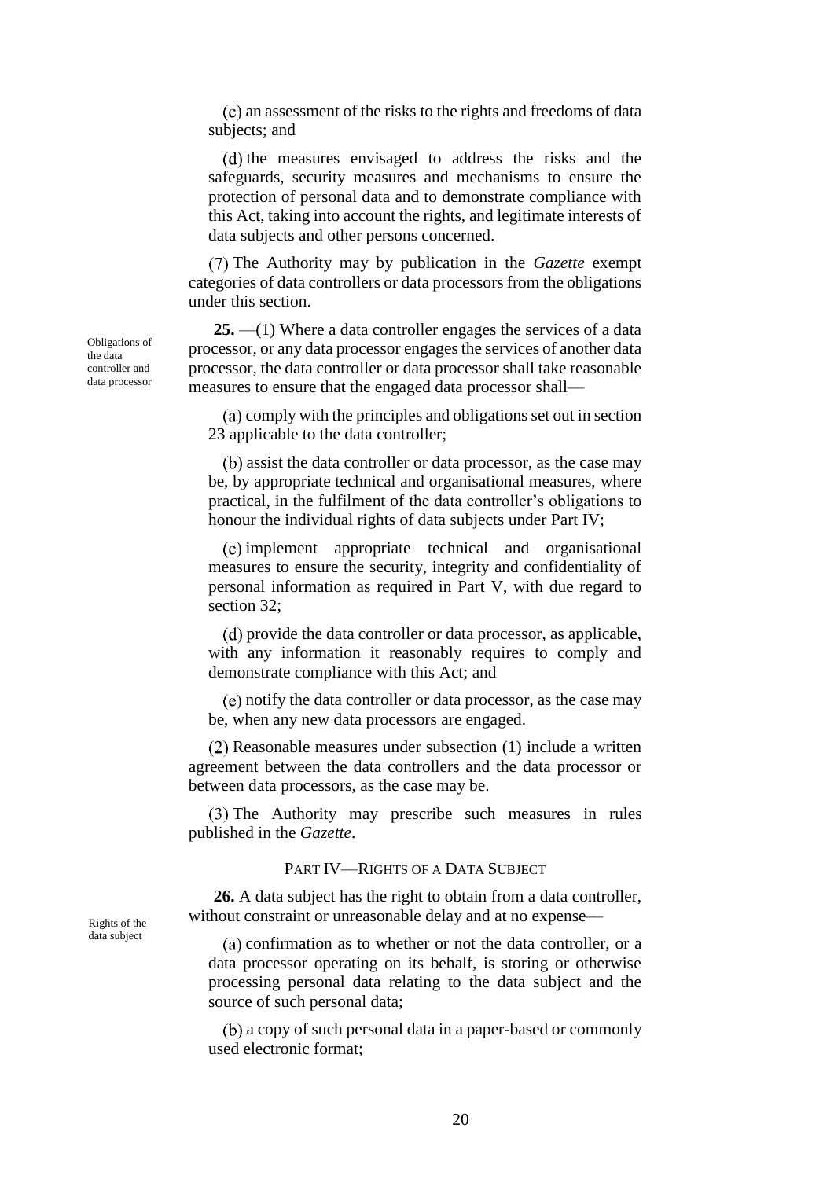(c) an assessment of the risks to the rights and freedoms of data subjects; and

(d) the measures envisaged to address the risks and the safeguards, security measures and mechanisms to ensure the protection of personal data and to demonstrate compliance with this Act, taking into account the rights, and legitimate interests of data subjects and other persons concerned.

(7) The Authority may by publication in the *Gazette* exempt categories of data controllers or data processors from the obligations under this section.

Obligations of the data controller and data processor

**25.** —(1) Where a data controller engages the services of a data processor, or any data processor engages the services of another data processor, the data controller or data processor shall take reasonable measures to ensure that the engaged data processor shall—

(a) comply with the principles and obligations set out in section 23 applicable to the data controller;

(b) assist the data controller or data processor, as the case may be, by appropriate technical and organisational measures, where practical, in the fulfilment of the data controller's obligations to honour the individual rights of data subjects under Part IV;

(c) implement appropriate technical and organisational measures to ensure the security, integrity and confidentiality of personal information as required in Part V, with due regard to section 32;

(d) provide the data controller or data processor, as applicable, with any information it reasonably requires to comply and demonstrate compliance with this Act; and

(e) notify the data controller or data processor, as the case may be, when any new data processors are engaged.

(2) Reasonable measures under subsection (1) include a written agreement between the data controllers and the data processor or between data processors, as the case may be.

(3) The Authority may prescribe such measures in rules published in the *Gazette*.

## PART IV—RIGHTS OF A DATA SUBJECT

Rights of the data subject

**26.** A data subject has the right to obtain from a data controller, without constraint or unreasonable delay and at no expense—

(a) confirmation as to whether or not the data controller, or a data processor operating on its behalf, is storing or otherwise processing personal data relating to the data subject and the source of such personal data;

(b) a copy of such personal data in a paper-based or commonly used electronic format;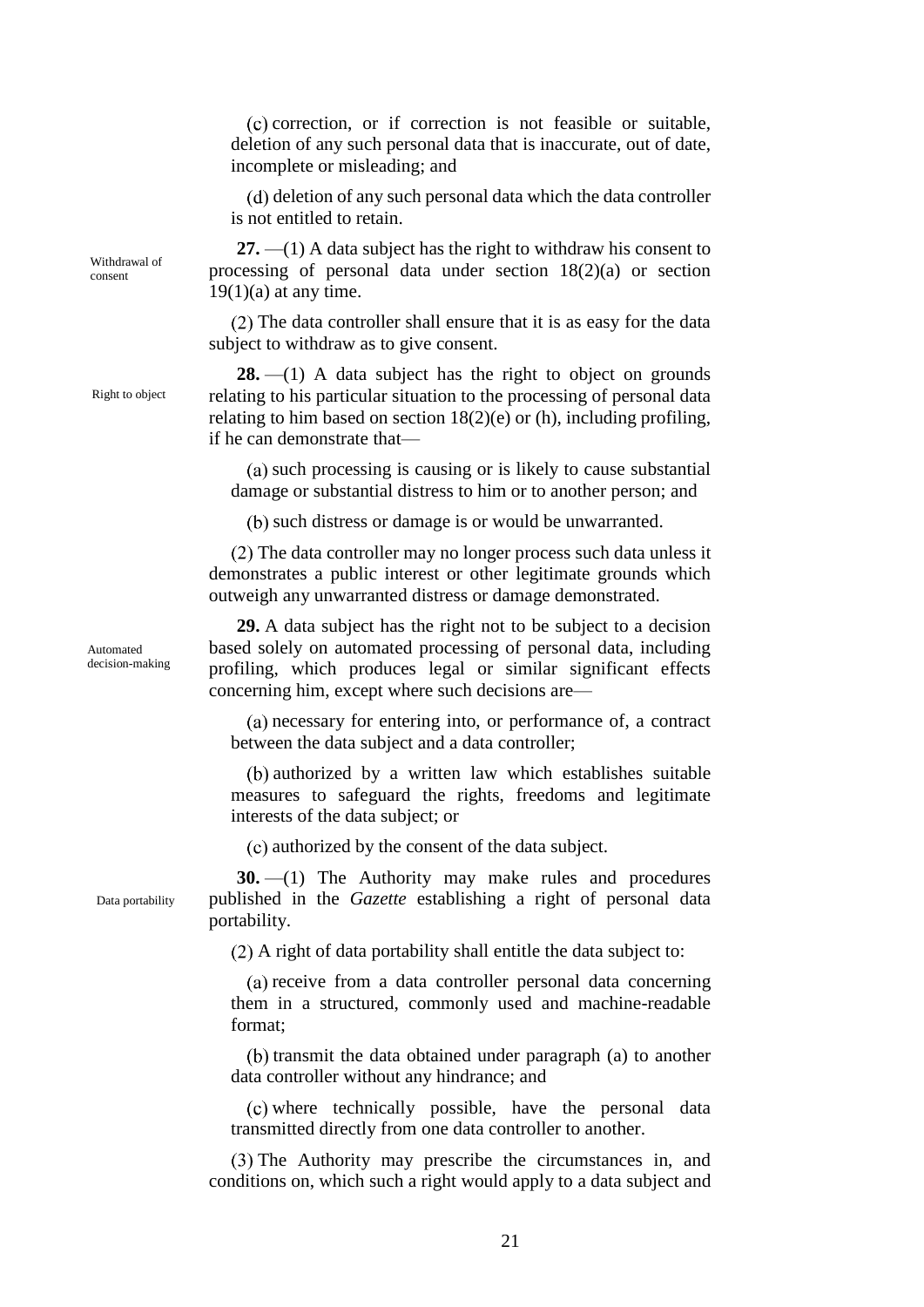(c) correction, or if correction is not feasible or suitable, deletion of any such personal data that is inaccurate, out of date, incomplete or misleading; and

(d) deletion of any such personal data which the data controller is not entitled to retain.

Withdrawal of consent

**27.** —(1) A data subject has the right to withdraw his consent to processing of personal data under section 18(2)(a) or section 19(1)(a) at any time.

(2) The data controller shall ensure that it is as easy for the data subject to withdraw as to give consent.

Right to object

**28.** —(1) A data subject has the right to object on grounds relating to his particular situation to the processing of personal data relating to him based on section 18(2)(e) or (h), including profiling, if he can demonstrate that—

(a) such processing is causing or is likely to cause substantial damage or substantial distress to him or to another person; and

(b) such distress or damage is or would be unwarranted.

(2) The data controller may no longer process such data unless it demonstrates a public interest or other legitimate grounds which outweigh any unwarranted distress or damage demonstrated.

Automated decision-making

**29.** A data subject has the right not to be subject to a decision based solely on automated processing of personal data, including profiling, which produces legal or similar significant effects concerning him, except where such decisions are—

(a) necessary for entering into, or performance of, a contract between the data subject and a data controller;

(b) authorized by a written law which establishes suitable measures to safeguard the rights, freedoms and legitimate interests of the data subject; or

(c) authorized by the consent of the data subject.

Data portability

**30.** —(1) The Authority may make rules and procedures published in the *Gazette* establishing a right of personal data portability.

(2) A right of data portability shall entitle the data subject to:

(a) receive from a data controller personal data concerning them in a structured, commonly used and machine-readable format;

(b) transmit the data obtained under paragraph (a) to another data controller without any hindrance; and

(c) where technically possible, have the personal data transmitted directly from one data controller to another.

(3) The Authority may prescribe the circumstances in, and conditions on, which such a right would apply to a data subject and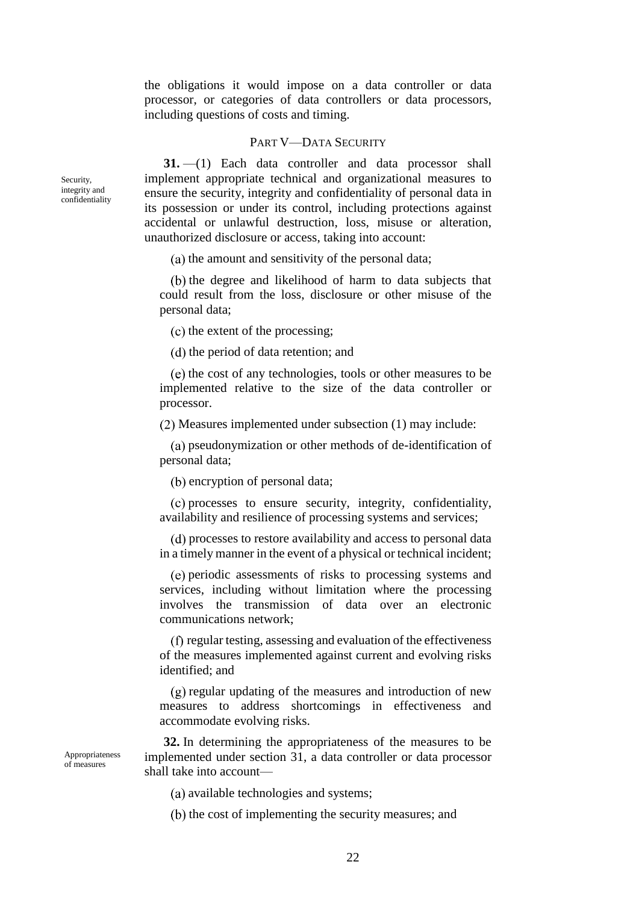the obligations it would impose on a data controller or data processor, or categories of data controllers or data processors, including questions of costs and timing.

## PART V—DATA SECURITY

Security, integrity and confidentiality

**31.** —(1) Each data controller and data processor shall implement appropriate technical and organizational measures to ensure the security, integrity and confidentiality of personal data in its possession or under its control, including protections against accidental or unlawful destruction, loss, misuse or alteration, unauthorized disclosure or access, taking into account:

(a) the amount and sensitivity of the personal data;

(b) the degree and likelihood of harm to data subjects that could result from the loss, disclosure or other misuse of the personal data;

(c) the extent of the processing;

(d) the period of data retention; and

(e) the cost of any technologies, tools or other measures to be implemented relative to the size of the data controller or processor.

(2) Measures implemented under subsection (1) may include:

(a) pseudonymization or other methods of de-identification of personal data;

(b) encryption of personal data;

(c) processes to ensure security, integrity, confidentiality, availability and resilience of processing systems and services;

(d) processes to restore availability and access to personal data in a timely manner in the event of a physical or technical incident;

(e) periodic assessments of risks to processing systems and services, including without limitation where the processing involves the transmission of data over an electronic communications network;

(f) regular testing, assessing and evaluation of the effectiveness of the measures implemented against current and evolving risks identified; and

(g) regular updating of the measures and introduction of new measures to address shortcomings in effectiveness and accommodate evolving risks.

Appropriateness of measures

**32.** In determining the appropriateness of the measures to be implemented under section 31, a data controller or data processor shall take into account—

(a) available technologies and systems;

(b) the cost of implementing the security measures; and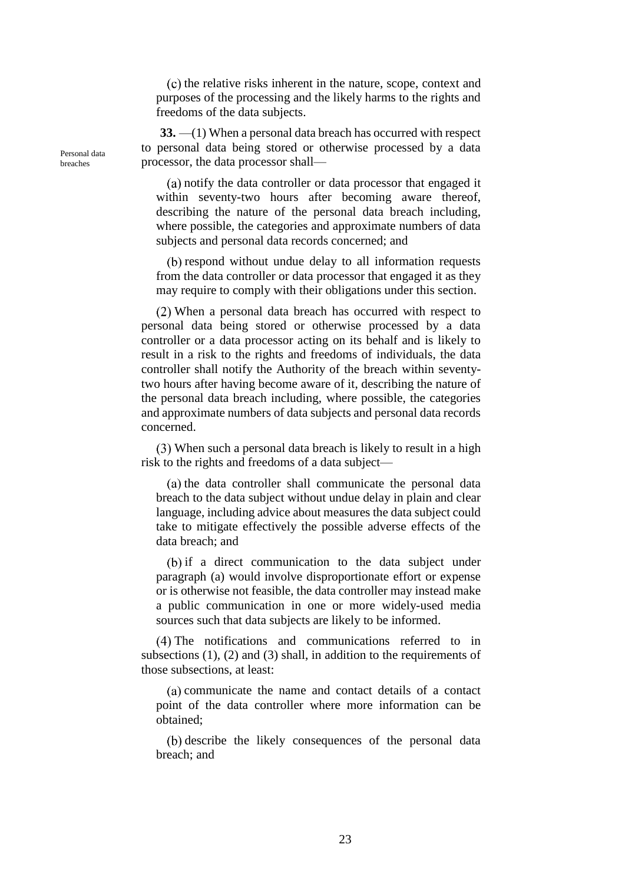(c) the relative risks inherent in the nature, scope, context and purposes of the processing and the likely harms to the rights and freedoms of the data subjects.

Personal data breaches

**33.** —(1) When a personal data breach has occurred with respect to personal data being stored or otherwise processed by a data processor, the data processor shall—

(a) notify the data controller or data processor that engaged it within seventy-two hours after becoming aware thereof, describing the nature of the personal data breach including, where possible, the categories and approximate numbers of data subjects and personal data records concerned; and

(b) respond without undue delay to all information requests from the data controller or data processor that engaged it as they may require to comply with their obligations under this section.

(2) When a personal data breach has occurred with respect to personal data being stored or otherwise processed by a data controller or a data processor acting on its behalf and is likely to result in a risk to the rights and freedoms of individuals, the data controller shall notify the Authority of the breach within seventy-two hours after having become aware of it, describing the nature of the personal data breach including, where possible, the categories and approximate numbers of data subjects and personal data records concerned.

(3) When such a personal data breach is likely to result in a high risk to the rights and freedoms of a data subject—

(a) the data controller shall communicate the personal data breach to the data subject without undue delay in plain and clear language, including advice about measures the data subject could take to mitigate effectively the possible adverse effects of the data breach; and

(b) if a direct communication to the data subject under paragraph (a) would involve disproportionate effort or expense or is otherwise not feasible, the data controller may instead make a public communication in one or more widely-used media sources such that data subjects are likely to be informed.

(4) The notifications and communications referred to in subsections (1), (2) and (3) shall, in addition to the requirements of those subsections, at least:

(a) communicate the name and contact details of a contact point of the data controller where more information can be obtained;

(b) describe the likely consequences of the personal data breach; and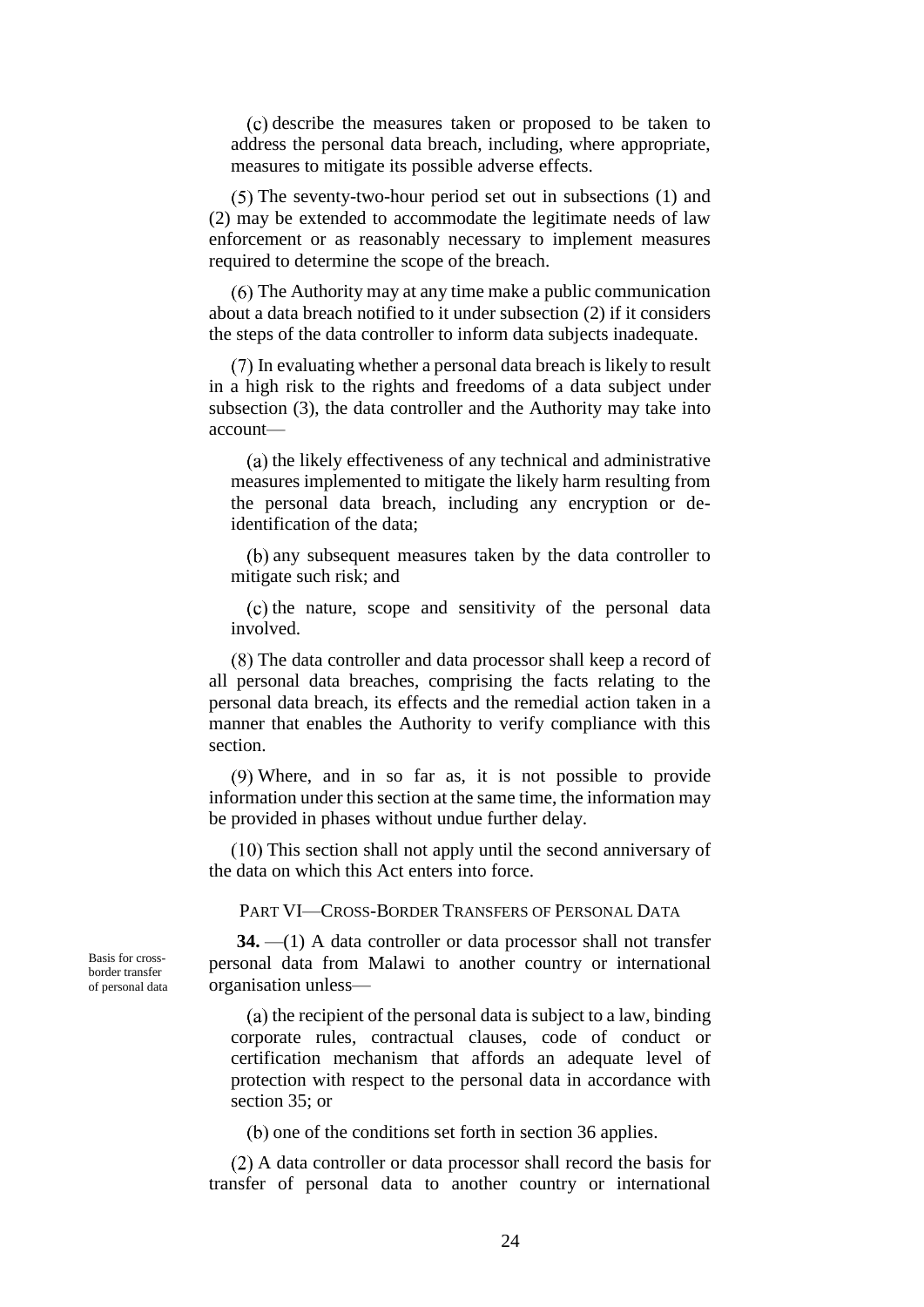(c) describe the measures taken or proposed to be taken to address the personal data breach, including, where appropriate, measures to mitigate its possible adverse effects.

(5) The seventy-two-hour period set out in subsections (1) and (2) may be extended to accommodate the legitimate needs of law enforcement or as reasonably necessary to implement measures required to determine the scope of the breach.

(6) The Authority may at any time make a public communication about a data breach notified to it under subsection (2) if it considers the steps of the data controller to inform data subjects inadequate.

(7) In evaluating whether a personal data breach is likely to result in a high risk to the rights and freedoms of a data subject under subsection (3), the data controller and the Authority may take into account—

(a) the likely effectiveness of any technical and administrative measures implemented to mitigate the likely harm resulting from the personal data breach, including any encryption or de-identification of the data;

(b) any subsequent measures taken by the data controller to mitigate such risk; and

(c) the nature, scope and sensitivity of the personal data involved.

(8) The data controller and data processor shall keep a record of all personal data breaches, comprising the facts relating to the personal data breach, its effects and the remedial action taken in a manner that enables the Authority to verify compliance with this section.

(9) Where, and in so far as, it is not possible to provide information under this section at the same time, the information may be provided in phases without undue further delay.

(10) This section shall not apply until the second anniversary of the data on which this Act enters into force.

## PART VI—CROSS-BORDER TRANSFERS OF PERSONAL DATA

Basis for cross-border transfer of personal data

**34.** —(1) A data controller or data processor shall not transfer personal data from Malawi to another country or international organisation unless—

(a) the recipient of the personal data is subject to a law, binding corporate rules, contractual clauses, code of conduct or certification mechanism that affords an adequate level of protection with respect to the personal data in accordance with section 35; or

(b) one of the conditions set forth in section 36 applies.

(2) A data controller or data processor shall record the basis for transfer of personal data to another country or international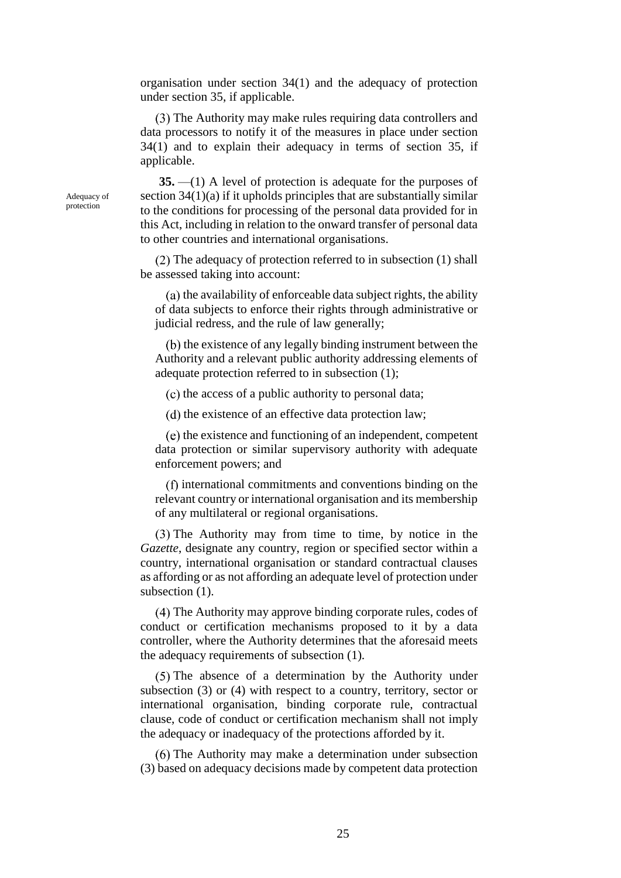organisation under section 34(1) and the adequacy of protection under section 35, if applicable.

(3) The Authority may make rules requiring data controllers and data processors to notify it of the measures in place under section 34(1) and to explain their adequacy in terms of section 35, if applicable.

Adequacy of protection

**35.** —(1) A level of protection is adequate for the purposes of section 34(1)(a) if it upholds principles that are substantially similar to the conditions for processing of the personal data provided for in this Act, including in relation to the onward transfer of personal data to other countries and international organisations.

(2) The adequacy of protection referred to in subsection (1) shall be assessed taking into account:

(a) the availability of enforceable data subject rights, the ability of data subjects to enforce their rights through administrative or judicial redress, and the rule of law generally;

(b) the existence of any legally binding instrument between the Authority and a relevant public authority addressing elements of adequate protection referred to in subsection (1);

(c) the access of a public authority to personal data;

(d) the existence of an effective data protection law;

(e) the existence and functioning of an independent, competent data protection or similar supervisory authority with adequate enforcement powers; and

(f) international commitments and conventions binding on the relevant country or international organisation and its membership of any multilateral or regional organisations.

(3) The Authority may from time to time, by notice in the *Gazette*, designate any country, region or specified sector within a country, international organisation or standard contractual clauses as affording or as not affording an adequate level of protection under subsection (1).

(4) The Authority may approve binding corporate rules, codes of conduct or certification mechanisms proposed to it by a data controller, where the Authority determines that the aforesaid meets the adequacy requirements of subsection (1).

(5) The absence of a determination by the Authority under subsection (3) or (4) with respect to a country, territory, sector or international organisation, binding corporate rule, contractual clause, code of conduct or certification mechanism shall not imply the adequacy or inadequacy of the protections afforded by it.

(6) The Authority may make a determination under subsection (3) based on adequacy decisions made by competent data protection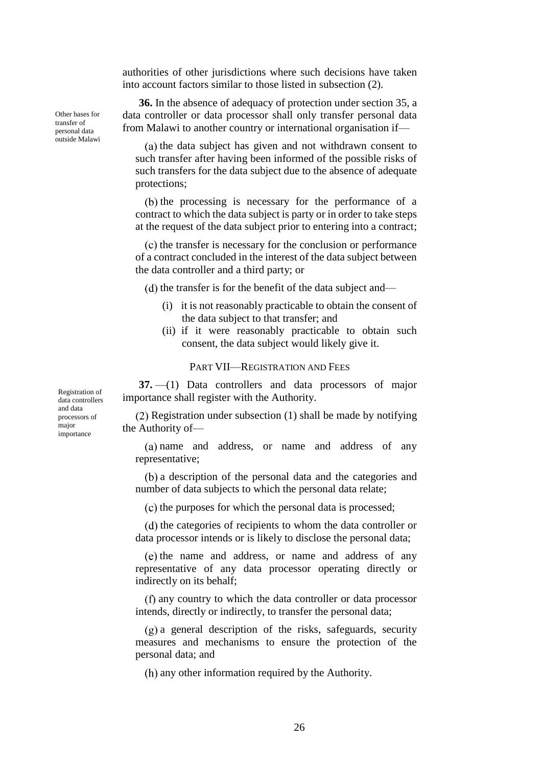authorities of other jurisdictions where such decisions have taken into account factors similar to those listed in subsection (2).

Other bases for transfer of personal data outside Malawi

**36.** In the absence of adequacy of protection under section 35, a data controller or data processor shall only transfer personal data from Malawi to another country or international organisation if—

(a) the data subject has given and not withdrawn consent to such transfer after having been informed of the possible risks of such transfers for the data subject due to the absence of adequate protections;

(b) the processing is necessary for the performance of a contract to which the data subject is party or in order to take steps at the request of the data subject prior to entering into a contract;

(c) the transfer is necessary for the conclusion or performance of a contract concluded in the interest of the data subject between the data controller and a third party; or

(d) the transfer is for the benefit of the data subject and—

(i) it is not reasonably practicable to obtain the consent of the data subject to that transfer; and

(ii) if it were reasonably practicable to obtain such consent, the data subject would likely give it.

## PART VII—REGISTRATION AND FEES

Registration of data controllers and data processors of major importance

**37.** —(1) Data controllers and data processors of major importance shall register with the Authority.

(2) Registration under subsection (1) shall be made by notifying the Authority of—

(a) name and address, or name and address of any representative;

(b) a description of the personal data and the categories and number of data subjects to which the personal data relate;

(c) the purposes for which the personal data is processed;

(d) the categories of recipients to whom the data controller or data processor intends or is likely to disclose the personal data;

(e) the name and address, or name and address of any representative of any data processor operating directly or indirectly on its behalf;

(f) any country to which the data controller or data processor intends, directly or indirectly, to transfer the personal data;

(g) a general description of the risks, safeguards, security measures and mechanisms to ensure the protection of the personal data; and

(h) any other information required by the Authority.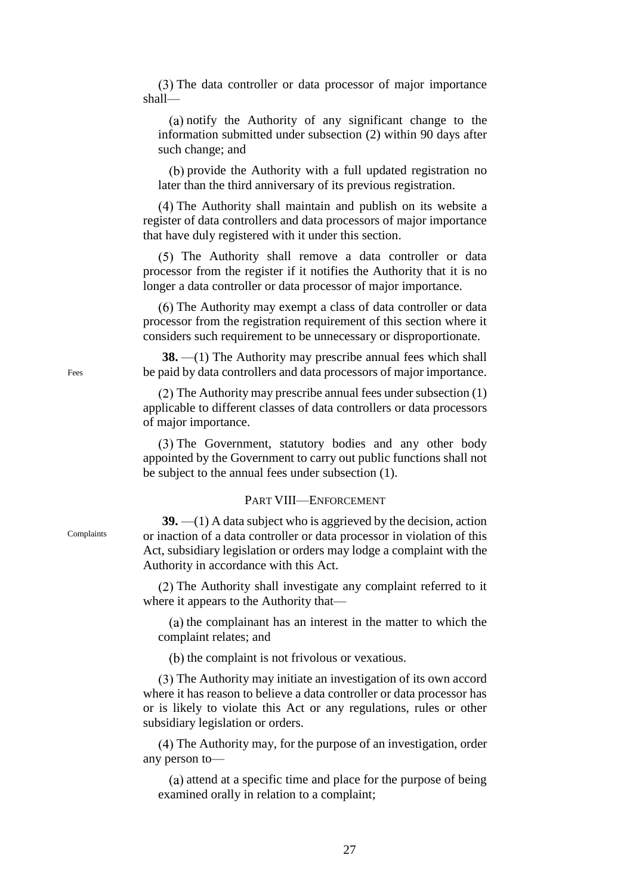(3) The data controller or data processor of major importance shall—

(a) notify the Authority of any significant change to the information submitted under subsection (2) within 90 days after such change; and

(b) provide the Authority with a full updated registration no later than the third anniversary of its previous registration.

(4) The Authority shall maintain and publish on its website a register of data controllers and data processors of major importance that have duly registered with it under this section.

(5) The Authority shall remove a data controller or data processor from the register if it notifies the Authority that it is no longer a data controller or data processor of major importance.

(6) The Authority may exempt a class of data controller or data processor from the registration requirement of this section where it considers such requirement to be unnecessary or disproportionate.

Fees

**38.** —(1) The Authority may prescribe annual fees which shall be paid by data controllers and data processors of major importance.

(2) The Authority may prescribe annual fees under subsection (1) applicable to different classes of data controllers or data processors of major importance.

(3) The Government, statutory bodies and any other body appointed by the Government to carry out public functions shall not be subject to the annual fees under subsection (1).

## PART VIII—ENFORCEMENT

Complaints

**39.** —(1) A data subject who is aggrieved by the decision, action or inaction of a data controller or data processor in violation of this Act, subsidiary legislation or orders may lodge a complaint with the Authority in accordance with this Act.

(2) The Authority shall investigate any complaint referred to it where it appears to the Authority that—

(a) the complainant has an interest in the matter to which the complaint relates; and

(b) the complaint is not frivolous or vexatious.

(3) The Authority may initiate an investigation of its own accord where it has reason to believe a data controller or data processor has or is likely to violate this Act or any regulations, rules or other subsidiary legislation or orders.

(4) The Authority may, for the purpose of an investigation, order any person to—

(a) attend at a specific time and place for the purpose of being examined orally in relation to a complaint;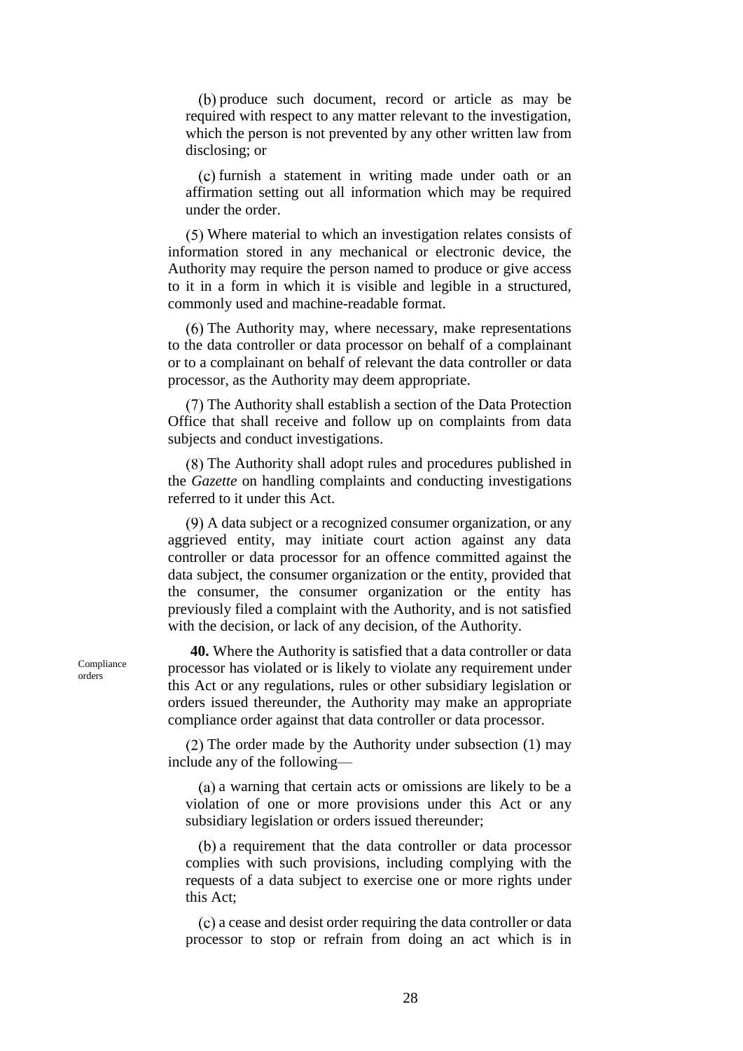(b) produce such document, record or article as may be required with respect to any matter relevant to the investigation, which the person is not prevented by any other written law from disclosing; or

(c) furnish a statement in writing made under oath or an affirmation setting out all information which may be required under the order.

(5) Where material to which an investigation relates consists of information stored in any mechanical or electronic device, the Authority may require the person named to produce or give access to it in a form in which it is visible and legible in a structured, commonly used and machine-readable format.

(6) The Authority may, where necessary, make representations to the data controller or data processor on behalf of a complainant or to a complainant on behalf of relevant the data controller or data processor, as the Authority may deem appropriate.

(7) The Authority shall establish a section of the Data Protection Office that shall receive and follow up on complaints from data subjects and conduct investigations.

(8) The Authority shall adopt rules and procedures published in the *Gazette* on handling complaints and conducting investigations referred to it under this Act.

(9) A data subject or a recognized consumer organization, or any aggrieved entity, may initiate court action against any data controller or data processor for an offence committed against the data subject, the consumer organization or the entity, provided that the consumer, the consumer organization or the entity has previously filed a complaint with the Authority, and is not satisfied with the decision, or lack of any decision, of the Authority.

Compliance orders

**40.** Where the Authority is satisfied that a data controller or data processor has violated or is likely to violate any requirement under this Act or any regulations, rules or other subsidiary legislation or orders issued thereunder, the Authority may make an appropriate compliance order against that data controller or data processor.

(2) The order made by the Authority under subsection (1) may include any of the following—

(a) a warning that certain acts or omissions are likely to be a violation of one or more provisions under this Act or any subsidiary legislation or orders issued thereunder;

(b) a requirement that the data controller or data processor complies with such provisions, including complying with the requests of a data subject to exercise one or more rights under this Act;

(c) a cease and desist order requiring the data controller or data processor to stop or refrain from doing an act which is in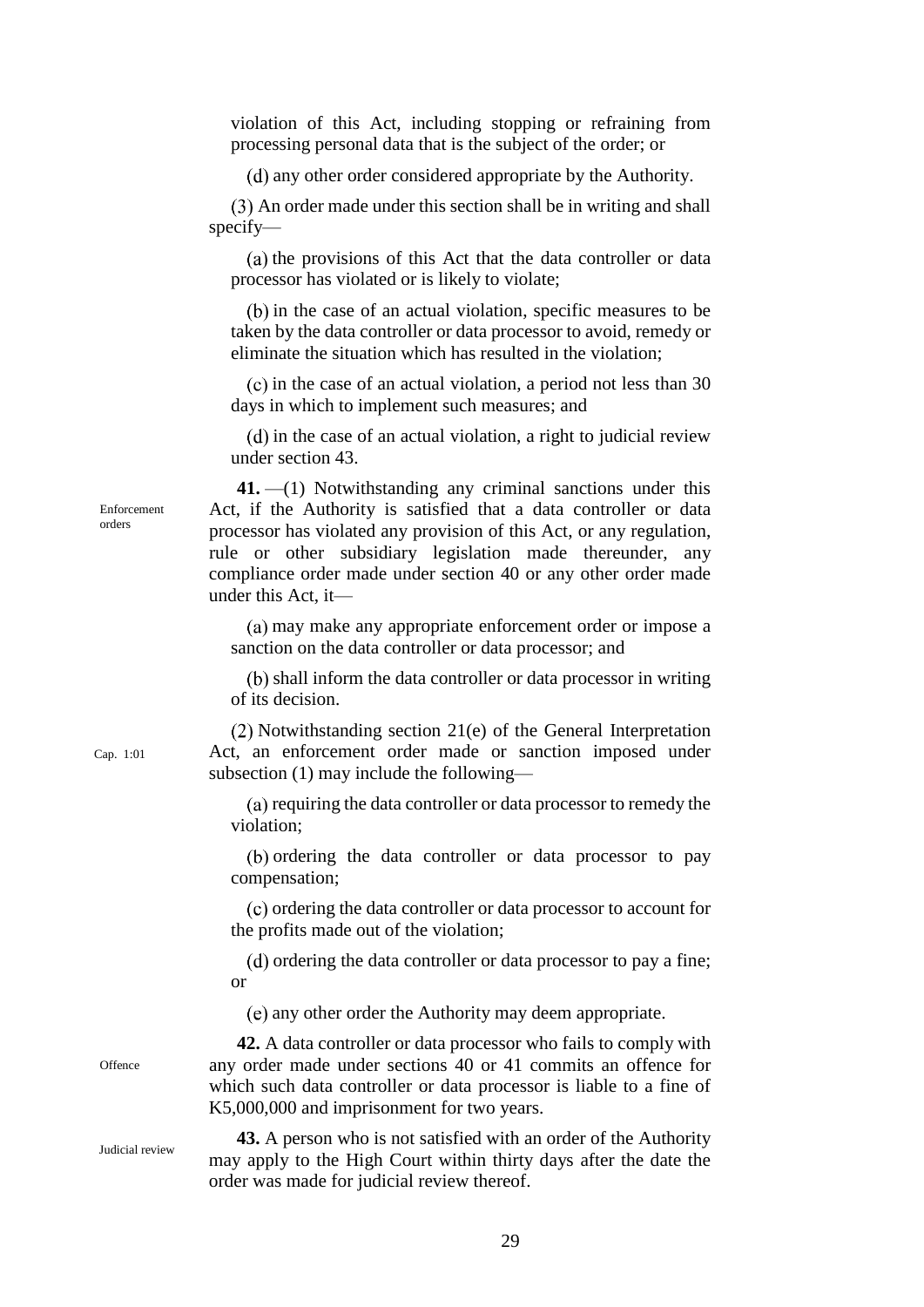violation of this Act, including stopping or refraining from processing personal data that is the subject of the order; or

(d) any other order considered appropriate by the Authority.

(3) An order made under this section shall be in writing and shall specify—

(a) the provisions of this Act that the data controller or data processor has violated or is likely to violate;

(b) in the case of an actual violation, specific measures to be taken by the data controller or data processor to avoid, remedy or eliminate the situation which has resulted in the violation;

(c) in the case of an actual violation, a period not less than 30 days in which to implement such measures; and

(d) in the case of an actual violation, a right to judicial review under section 43.

Enforcement orders

**41.** —(1) Notwithstanding any criminal sanctions under this Act, if the Authority is satisfied that a data controller or data processor has violated any provision of this Act, or any regulation, rule or other subsidiary legislation made thereunder, any compliance order made under section 40 or any other order made under this Act, it—

(a) may make any appropriate enforcement order or impose a sanction on the data controller or data processor; and

(b) shall inform the data controller or data processor in writing of its decision.

Cap. 1:01

(2) Notwithstanding section 21(e) of the General Interpretation Act, an enforcement order made or sanction imposed under subsection (1) may include the following—

(a) requiring the data controller or data processor to remedy the violation;

(b) ordering the data controller or data processor to pay compensation;

(c) ordering the data controller or data processor to account for the profits made out of the violation;

(d) ordering the data controller or data processor to pay a fine; or

(e) any other order the Authority may deem appropriate.

Offence

**42.** A data controller or data processor who fails to comply with any order made under sections 40 or 41 commits an offence for which such data controller or data processor is liable to a fine of K5,000,000 and imprisonment for two years.

Judicial review

**43.** A person who is not satisfied with an order of the Authority may apply to the High Court within thirty days after the date the order was made for judicial review thereof.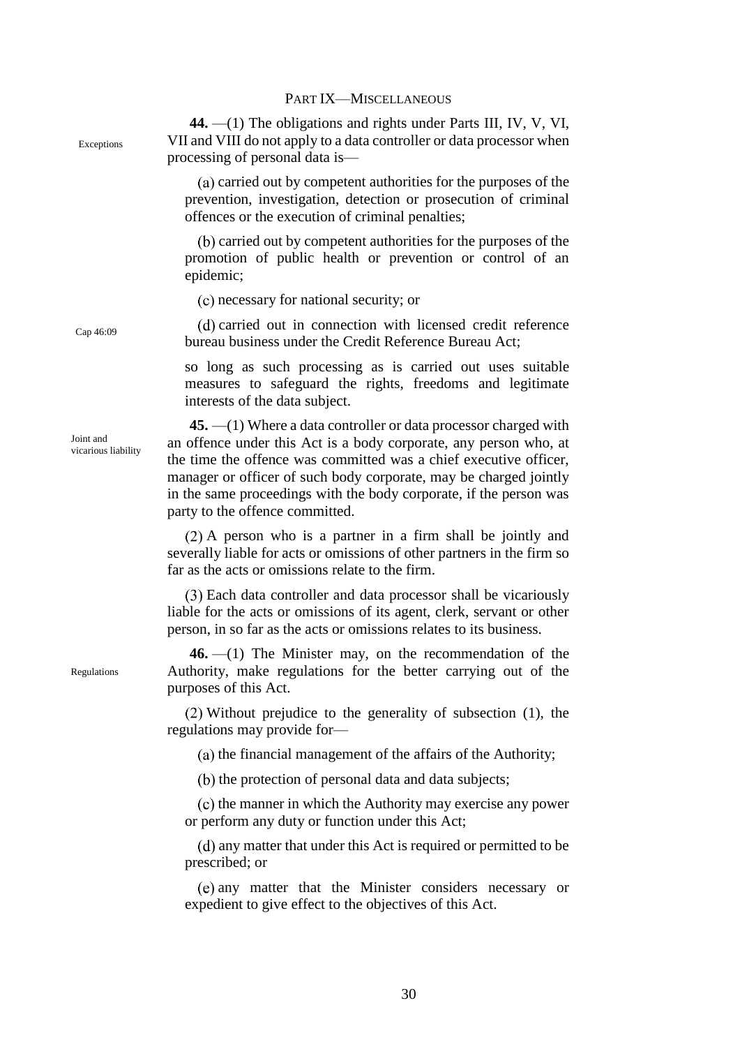## PART IX—MISCELLANEOUS

Exceptions

**44.** —(1) The obligations and rights under Parts III, IV, V, VI, VII and VIII do not apply to a data controller or data processor when processing of personal data is—

(a) carried out by competent authorities for the purposes of the prevention, investigation, detection or prosecution of criminal offences or the execution of criminal penalties;

(b) carried out by competent authorities for the purposes of the promotion of public health or prevention or control of an epidemic;

(c) necessary for national security; or

Cap 46:09

(d) carried out in connection with licensed credit reference bureau business under the Credit Reference Bureau Act;

so long as such processing as is carried out uses suitable measures to safeguard the rights, freedoms and legitimate interests of the data subject.

Joint and vicarious liability

**45.** —(1) Where a data controller or data processor charged with an offence under this Act is a body corporate, any person who, at the time the offence was committed was a chief executive officer, manager or officer of such body corporate, may be charged jointly in the same proceedings with the body corporate, if the person was party to the offence committed.

(2) A person who is a partner in a firm shall be jointly and severally liable for acts or omissions of other partners in the firm so far as the acts or omissions relate to the firm.

(3) Each data controller and data processor shall be vicariously liable for the acts or omissions of its agent, clerk, servant or other person, in so far as the acts or omissions relates to its business.

Regulations

**46.** —(1) The Minister may, on the recommendation of the Authority, make regulations for the better carrying out of the purposes of this Act.

(2) Without prejudice to the generality of subsection (1), the regulations may provide for—

(a) the financial management of the affairs of the Authority;

(b) the protection of personal data and data subjects;

(c) the manner in which the Authority may exercise any power or perform any duty or function under this Act;

(d) any matter that under this Act is required or permitted to be prescribed; or

(e) any matter that the Minister considers necessary or expedient to give effect to the objectives of this Act.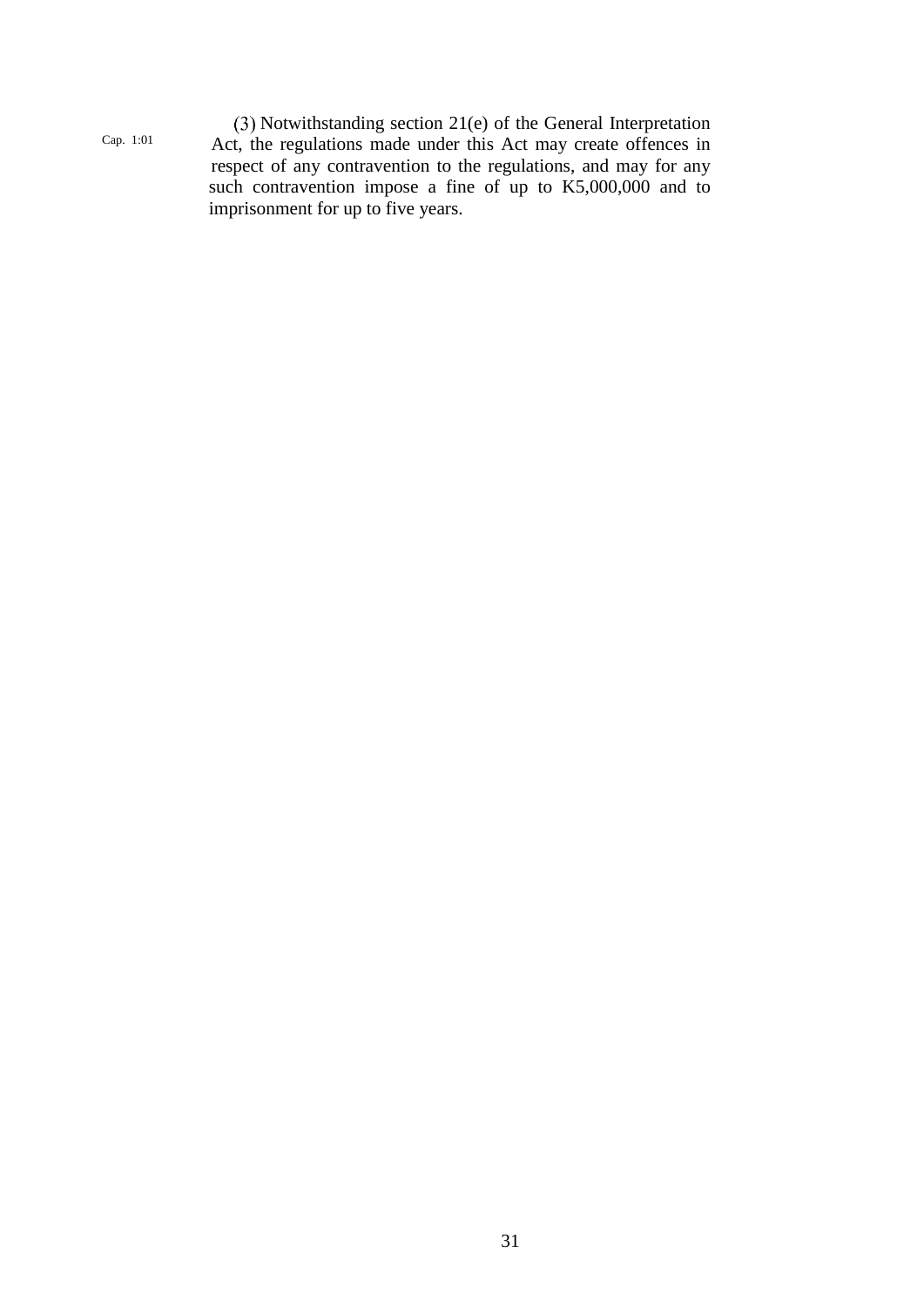Cap. 1:01

(3) Notwithstanding section 21(e) of the General Interpretation Act, the regulations made under this Act may create offences in respect of any contravention to the regulations, and may for any such contravention impose a fine of up to K5,000,000 and to imprisonment for up to five years.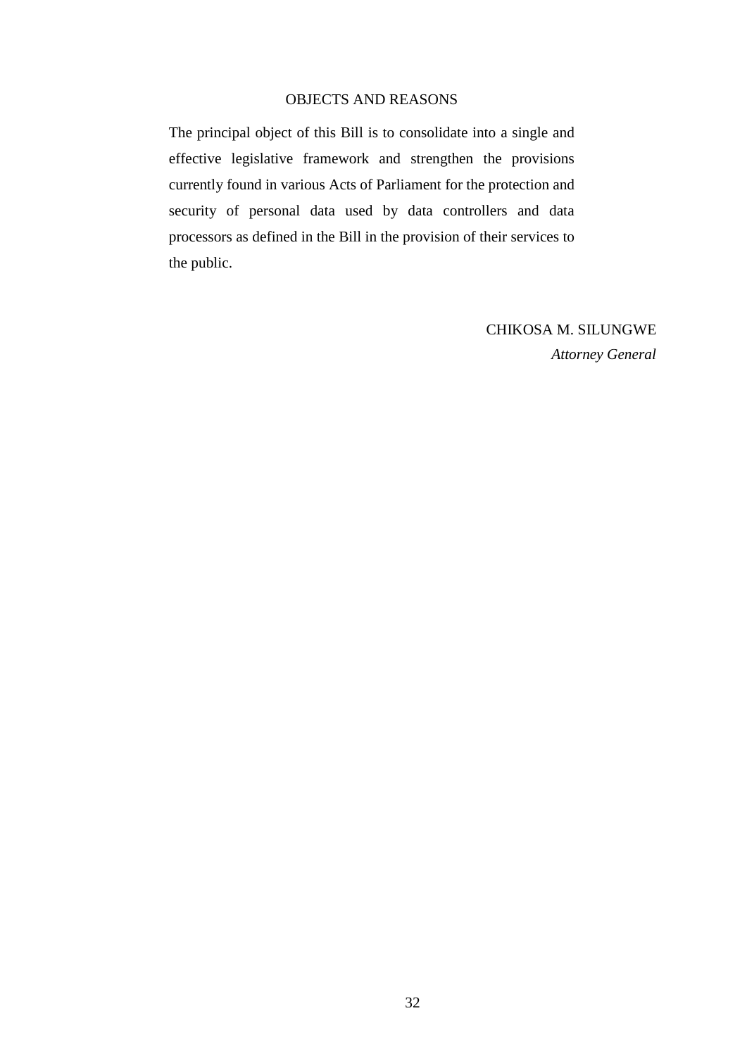## OBJECTS AND REASONS

The principal object of this Bill is to consolidate into a single and effective legislative framework and strengthen the provisions currently found in various Acts of Parliament for the protection and security of personal data used by data controllers and data processors as defined in the Bill in the provision of their services to the public.

CHIKOSA M. SILUNGWE
*Attorney General*